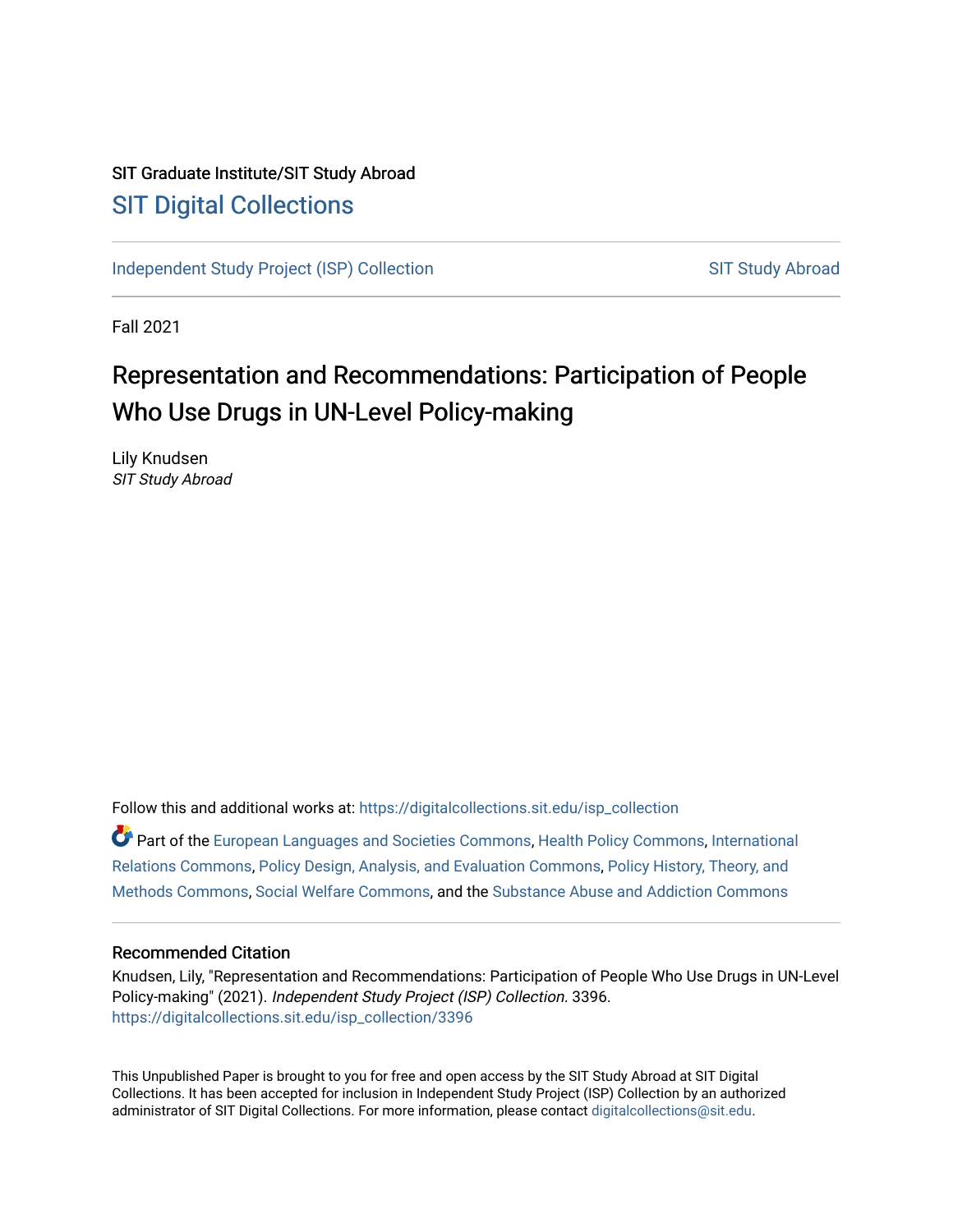SIT Graduate Institute/SIT Study Abroad

## SIT Digital Collections

Independent Study Project (ISP) Collection

SIT Study Abroad

Fall 2021

# Representation and Recommendations: Participation of People Who Use Drugs in UN-Level Policy-making

Lily Knudsen
*SIT Study Abroad*

Follow this and additional works at: https://digitalcollections.sit.edu/isp_collection

Part of the European Languages and Societies Commons, Health Policy Commons, International Relations Commons, Policy Design, Analysis, and Evaluation Commons, Policy History, Theory, and Methods Commons, Social Welfare Commons, and the Substance Abuse and Addiction Commons

### Recommended Citation

Knudsen, Lily, "Representation and Recommendations: Participation of People Who Use Drugs in UN-Level Policy-making" (2021). *Independent Study Project (ISP) Collection*. 3396.
https://digitalcollections.sit.edu/isp_collection/3396

This Unpublished Paper is brought to you for free and open access by the SIT Study Abroad at SIT Digital Collections. It has been accepted for inclusion in Independent Study Project (ISP) Collection by an authorized administrator of SIT Digital Collections. For more information, please contact digitalcollections@sit.edu.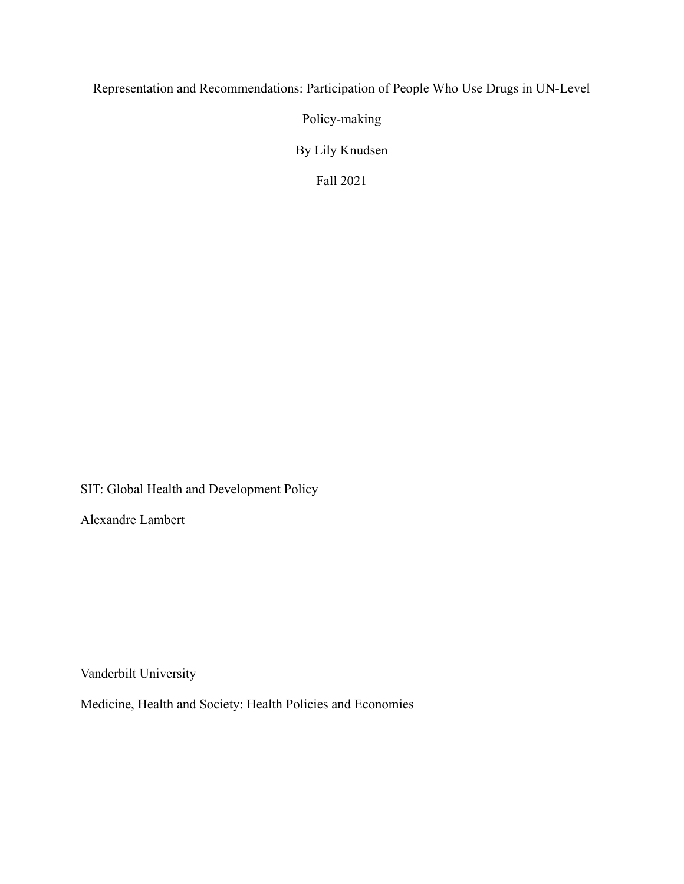# Representation and Recommendations: Participation of People Who Use Drugs in UN-Level Policy-making

By Lily Knudsen

Fall 2021

SIT: Global Health and Development Policy

Alexandre Lambert

Vanderbilt University

Medicine, Health and Society: Health Policies and Economies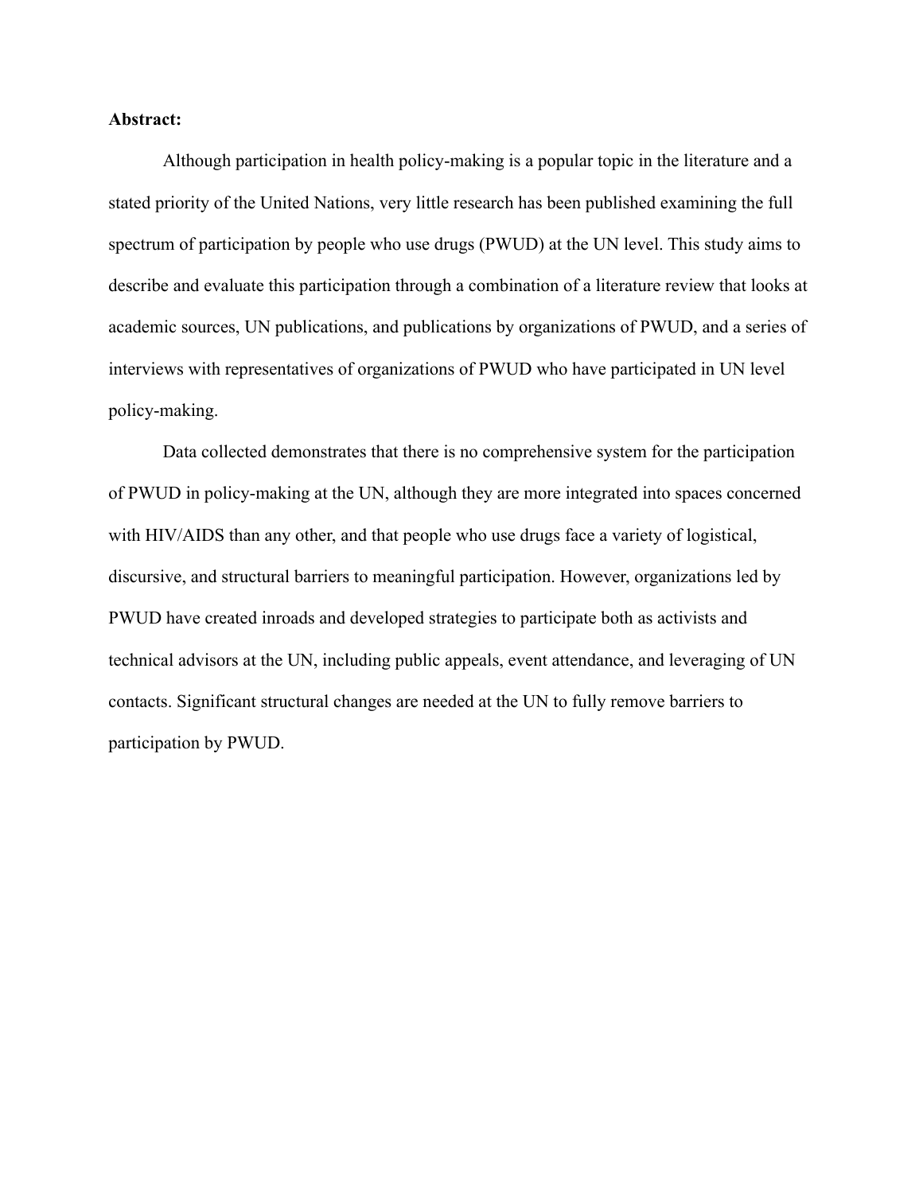**Abstract:**

Although participation in health policy-making is a popular topic in the literature and a stated priority of the United Nations, very little research has been published examining the full spectrum of participation by people who use drugs (PWUD) at the UN level. This study aims to describe and evaluate this participation through a combination of a literature review that looks at academic sources, UN publications, and publications by organizations of PWUD, and a series of interviews with representatives of organizations of PWUD who have participated in UN level policy-making.

Data collected demonstrates that there is no comprehensive system for the participation of PWUD in policy-making at the UN, although they are more integrated into spaces concerned with HIV/AIDS than any other, and that people who use drugs face a variety of logistical, discursive, and structural barriers to meaningful participation. However, organizations led by PWUD have created inroads and developed strategies to participate both as activists and technical advisors at the UN, including public appeals, event attendance, and leveraging of UN contacts. Significant structural changes are needed at the UN to fully remove barriers to participation by PWUD.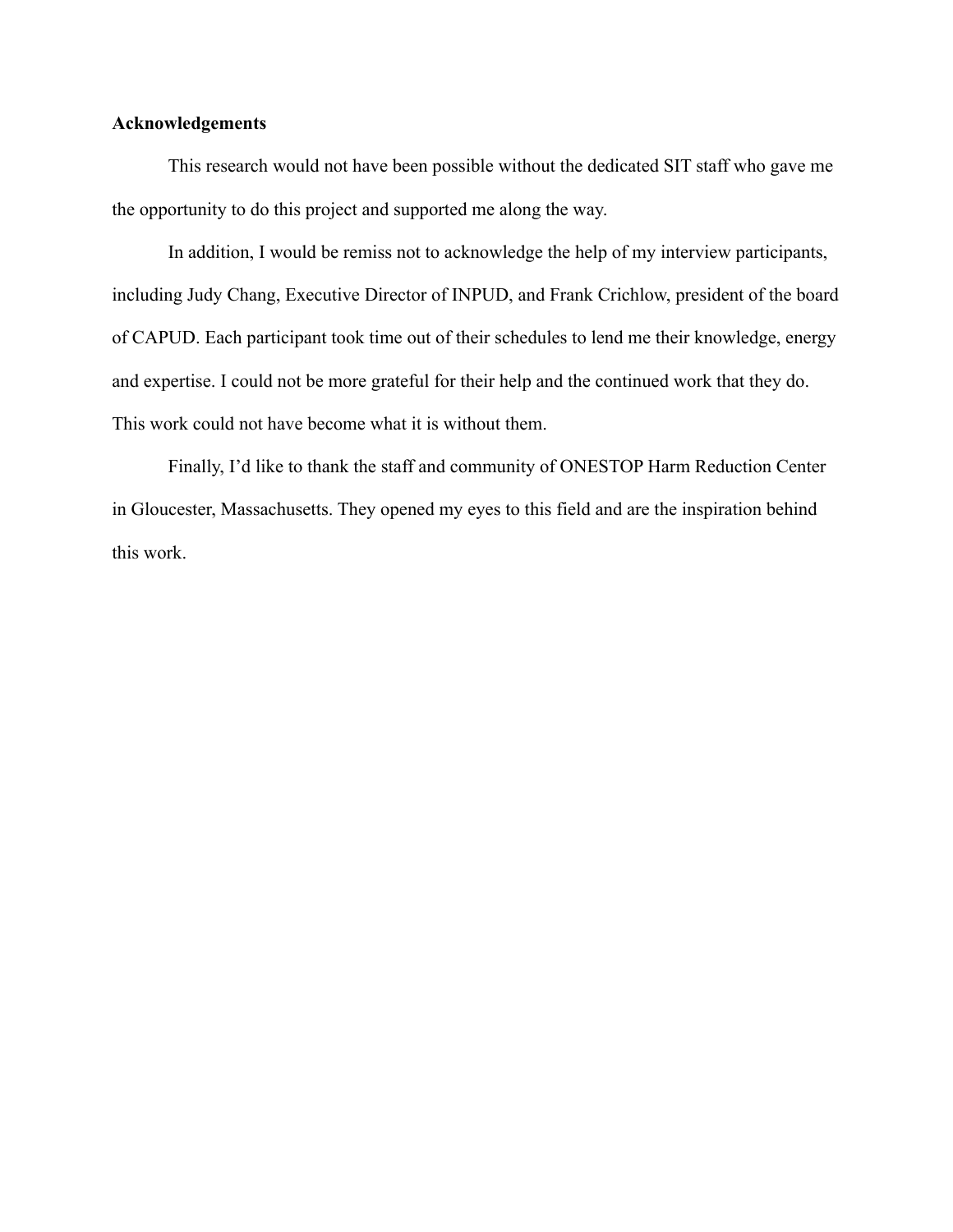## Acknowledgements

This research would not have been possible without the dedicated SIT staff who gave me the opportunity to do this project and supported me along the way.

In addition, I would be remiss not to acknowledge the help of my interview participants, including Judy Chang, Executive Director of INPUD, and Frank Crichlow, president of the board of CAPUD. Each participant took time out of their schedules to lend me their knowledge, energy and expertise. I could not be more grateful for their help and the continued work that they do. This work could not have become what it is without them.

Finally, I'd like to thank the staff and community of ONESTOP Harm Reduction Center in Gloucester, Massachusetts. They opened my eyes to this field and are the inspiration behind this work.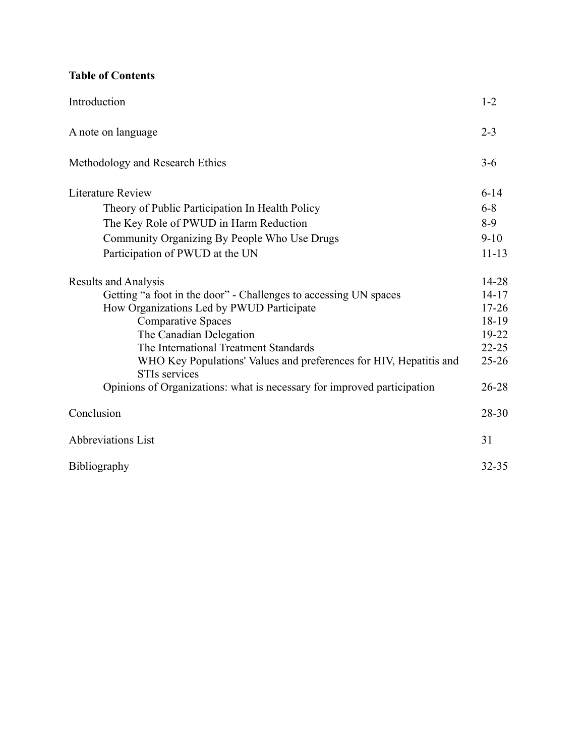**Table of Contents**

| | |
|---|---|
| Introduction | 1-2 |
| A note on language | 2-3 |
| Methodology and Research Ethics | 3-6 |
| Literature Review | 6-14 |
| Theory of Public Participation In Health Policy | 6-8 |
| The Key Role of PWUD in Harm Reduction | 8-9 |
| Community Organizing By People Who Use Drugs | 9-10 |
| Participation of PWUD at the UN | 11-13 |
| Results and Analysis | 14-28 |
| Getting “a foot in the door” - Challenges to accessing UN spaces | 14-17 |
| How Organizations Led by PWUD Participate | 17-26 |
| Comparative Spaces | 18-19 |
| The Canadian Delegation | 19-22 |
| The International Treatment Standards | 22-25 |
| WHO Key Populations' Values and preferences for HIV, Hepatitis and STIs services | 25-26 |
| Opinions of Organizations: what is necessary for improved participation | 26-28 |
| Conclusion | 28-30 |
| Abbreviations List | 31 |
| Bibliography | 32-35 |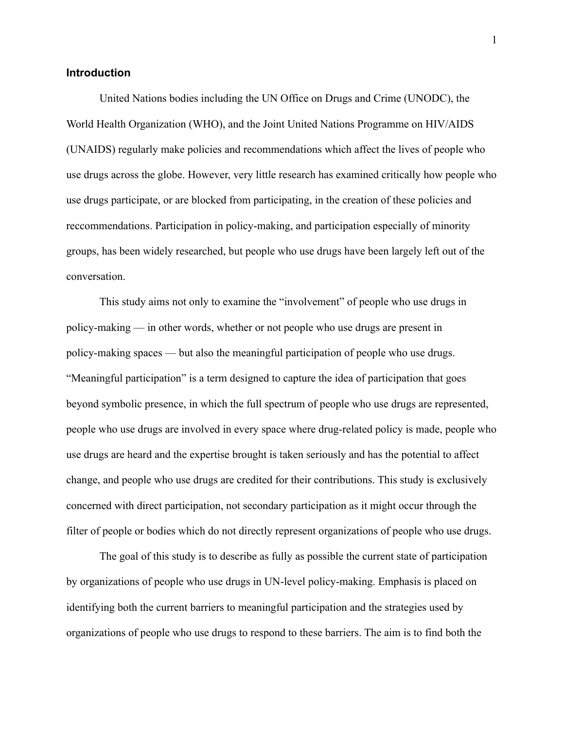## Introduction

United Nations bodies including the UN Office on Drugs and Crime (UNODC), the World Health Organization (WHO), and the Joint United Nations Programme on HIV/AIDS (UNAIDS) regularly make policies and recommendations which affect the lives of people who use drugs across the globe. However, very little research has examined critically how people who use drugs participate, or are blocked from participating, in the creation of these policies and reccommendations. Participation in policy-making, and participation especially of minority groups, has been widely researched, but people who use drugs have been largely left out of the conversation.

This study aims not only to examine the "involvement" of people who use drugs in policy-making — in other words, whether or not people who use drugs are present in policy-making spaces — but also the meaningful participation of people who use drugs. "Meaningful participation" is a term designed to capture the idea of participation that goes beyond symbolic presence, in which the full spectrum of people who use drugs are represented, people who use drugs are involved in every space where drug-related policy is made, people who use drugs are heard and the expertise brought is taken seriously and has the potential to affect change, and people who use drugs are credited for their contributions. This study is exclusively concerned with direct participation, not secondary participation as it might occur through the filter of people or bodies which do not directly represent organizations of people who use drugs.

The goal of this study is to describe as fully as possible the current state of participation by organizations of people who use drugs in UN-level policy-making. Emphasis is placed on identifying both the current barriers to meaningful participation and the strategies used by organizations of people who use drugs to respond to these barriers. The aim is to find both the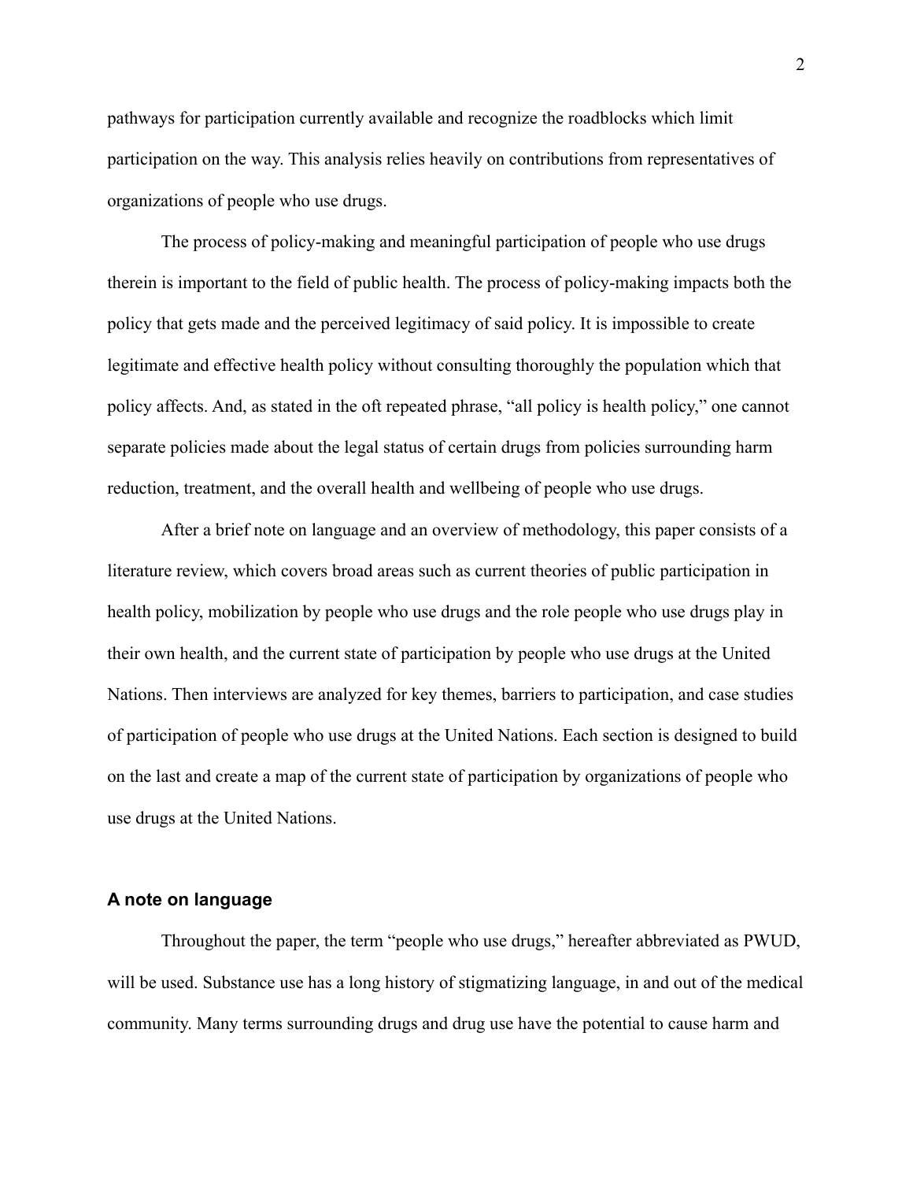pathways for participation currently available and recognize the roadblocks which limit participation on the way. This analysis relies heavily on contributions from representatives of organizations of people who use drugs.

The process of policy-making and meaningful participation of people who use drugs therein is important to the field of public health. The process of policy-making impacts both the policy that gets made and the perceived legitimacy of said policy. It is impossible to create legitimate and effective health policy without consulting thoroughly the population which that policy affects. And, as stated in the oft repeated phrase, "all policy is health policy," one cannot separate policies made about the legal status of certain drugs from policies surrounding harm reduction, treatment, and the overall health and wellbeing of people who use drugs.

After a brief note on language and an overview of methodology, this paper consists of a literature review, which covers broad areas such as current theories of public participation in health policy, mobilization by people who use drugs and the role people who use drugs play in their own health, and the current state of participation by people who use drugs at the United Nations. Then interviews are analyzed for key themes, barriers to participation, and case studies of participation of people who use drugs at the United Nations. Each section is designed to build on the last and create a map of the current state of participation by organizations of people who use drugs at the United Nations.

## A note on language

Throughout the paper, the term "people who use drugs," hereafter abbreviated as PWUD, will be used. Substance use has a long history of stigmatizing language, in and out of the medical community. Many terms surrounding drugs and drug use have the potential to cause harm and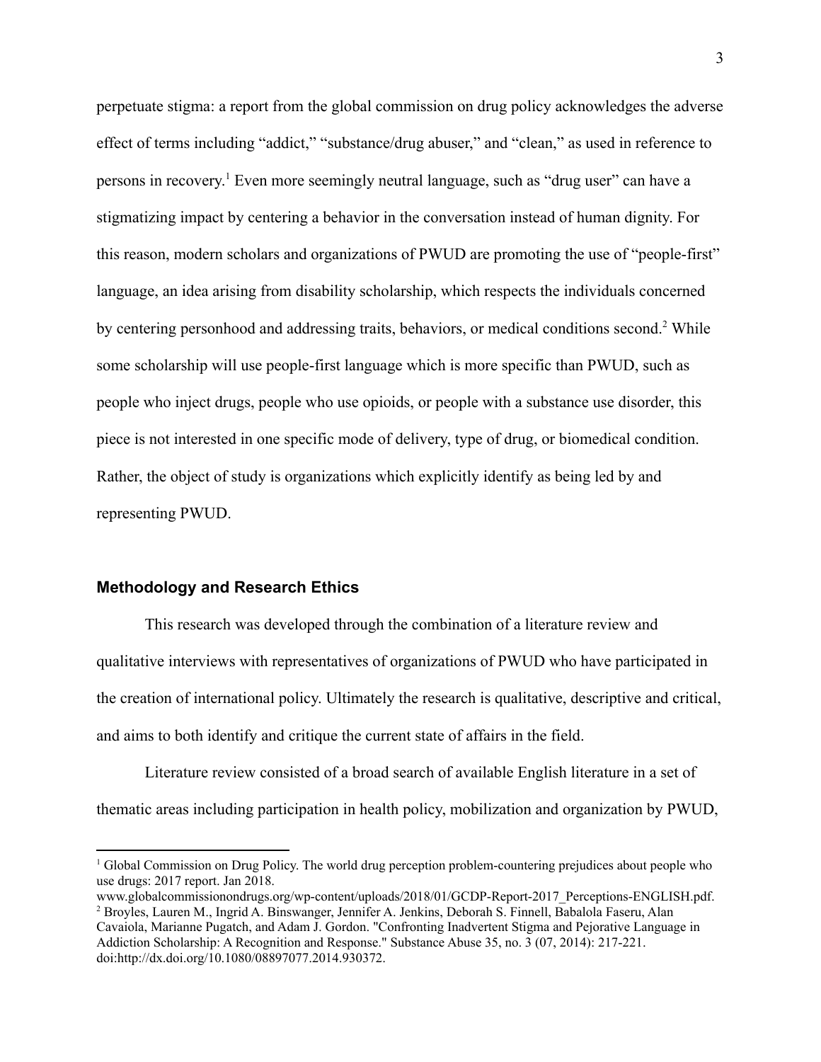perpetuate stigma: a report from the global commission on drug policy acknowledges the adverse effect of terms including "addict," "substance/drug abuser," and "clean," as used in reference to persons in recovery.[1] Even more seemingly neutral language, such as "drug user" can have a stigmatizing impact by centering a behavior in the conversation instead of human dignity. For this reason, modern scholars and organizations of PWUD are promoting the use of "people-first" language, an idea arising from disability scholarship, which respects the individuals concerned by centering personhood and addressing traits, behaviors, or medical conditions second.[2] While some scholarship will use people-first language which is more specific than PWUD, such as people who inject drugs, people who use opioids, or people with a substance use disorder, this piece is not interested in one specific mode of delivery, type of drug, or biomedical condition. Rather, the object of study is organizations which explicitly identify as being led by and representing PWUD.

### Methodology and Research Ethics

This research was developed through the combination of a literature review and qualitative interviews with representatives of organizations of PWUD who have participated in the creation of international policy. Ultimately the research is qualitative, descriptive and critical, and aims to both identify and critique the current state of affairs in the field.

Literature review consisted of a broad search of available English literature in a set of thematic areas including participation in health policy, mobilization and organization by PWUD,

---

[1] Global Commission on Drug Policy. The world drug perception problem-countering prejudices about people who use drugs: 2017 report. Jan 2018. www.globalcommissionondrugs.org/wp-content/uploads/2018/01/GCDP-Report-2017_Perceptions-ENGLISH.pdf.

[2] Broyles, Lauren M., Ingrid A. Binswanger, Jennifer A. Jenkins, Deborah S. Finnell, Babalola Faseru, Alan Cavaiola, Marianne Pugatch, and Adam J. Gordon. "Confronting Inadvertent Stigma and Pejorative Language in Addiction Scholarship: A Recognition and Response." Substance Abuse 35, no. 3 (07, 2014): 217-221. doi:http://dx.doi.org/10.1080/08897077.2014.930372.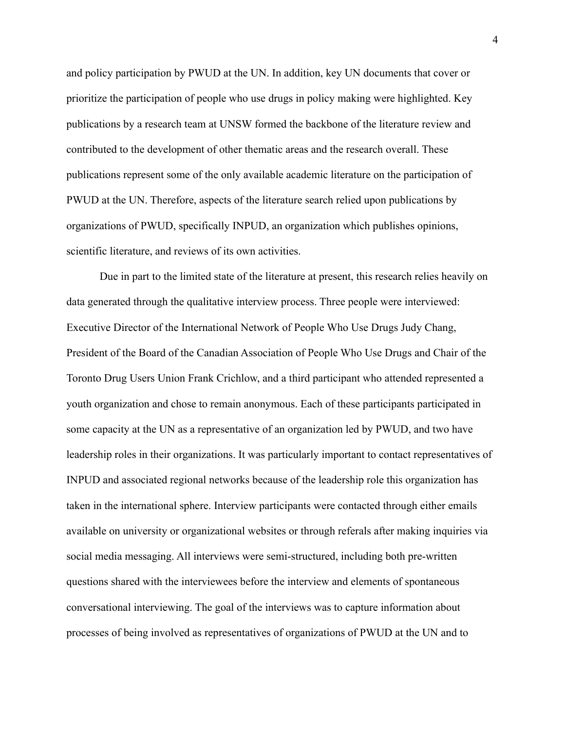and policy participation by PWUD at the UN. In addition, key UN documents that cover or prioritize the participation of people who use drugs in policy making were highlighted. Key publications by a research team at UNSW formed the backbone of the literature review and contributed to the development of other thematic areas and the research overall. These publications represent some of the only available academic literature on the participation of PWUD at the UN. Therefore, aspects of the literature search relied upon publications by organizations of PWUD, specifically INPUD, an organization which publishes opinions, scientific literature, and reviews of its own activities.

Due in part to the limited state of the literature at present, this research relies heavily on data generated through the qualitative interview process. Three people were interviewed: Executive Director of the International Network of People Who Use Drugs Judy Chang, President of the Board of the Canadian Association of People Who Use Drugs and Chair of the Toronto Drug Users Union Frank Crichlow, and a third participant who attended represented a youth organization and chose to remain anonymous. Each of these participants participated in some capacity at the UN as a representative of an organization led by PWUD, and two have leadership roles in their organizations. It was particularly important to contact representatives of INPUD and associated regional networks because of the leadership role this organization has taken in the international sphere. Interview participants were contacted through either emails available on university or organizational websites or through referals after making inquiries via social media messaging. All interviews were semi-structured, including both pre-written questions shared with the interviewees before the interview and elements of spontaneous conversational interviewing. The goal of the interviews was to capture information about processes of being involved as representatives of organizations of PWUD at the UN and to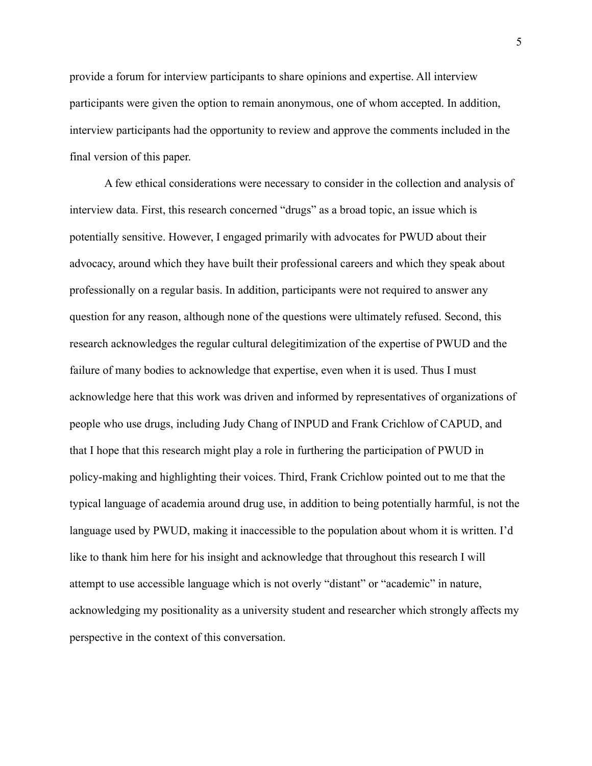provide a forum for interview participants to share opinions and expertise. All interview participants were given the option to remain anonymous, one of whom accepted. In addition, interview participants had the opportunity to review and approve the comments included in the final version of this paper.

A few ethical considerations were necessary to consider in the collection and analysis of interview data. First, this research concerned "drugs" as a broad topic, an issue which is potentially sensitive. However, I engaged primarily with advocates for PWUD about their advocacy, around which they have built their professional careers and which they speak about professionally on a regular basis. In addition, participants were not required to answer any question for any reason, although none of the questions were ultimately refused. Second, this research acknowledges the regular cultural delegitimization of the expertise of PWUD and the failure of many bodies to acknowledge that expertise, even when it is used. Thus I must acknowledge here that this work was driven and informed by representatives of organizations of people who use drugs, including Judy Chang of INPUD and Frank Crichlow of CAPUD, and that I hope that this research might play a role in furthering the participation of PWUD in policy-making and highlighting their voices. Third, Frank Crichlow pointed out to me that the typical language of academia around drug use, in addition to being potentially harmful, is not the language used by PWUD, making it inaccessible to the population about whom it is written. I'd like to thank him here for his insight and acknowledge that throughout this research I will attempt to use accessible language which is not overly "distant" or "academic" in nature, acknowledging my positionality as a university student and researcher which strongly affects my perspective in the context of this conversation.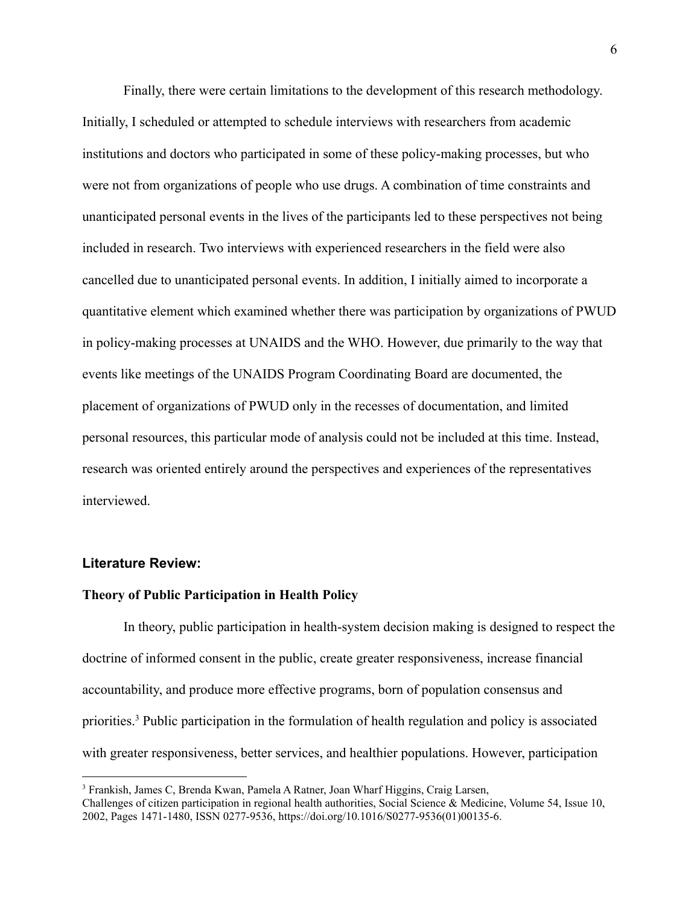Finally, there were certain limitations to the development of this research methodology. Initially, I scheduled or attempted to schedule interviews with researchers from academic institutions and doctors who participated in some of these policy-making processes, but who were not from organizations of people who use drugs. A combination of time constraints and unanticipated personal events in the lives of the participants led to these perspectives not being included in research. Two interviews with experienced researchers in the field were also cancelled due to unanticipated personal events. In addition, I initially aimed to incorporate a quantitative element which examined whether there was participation by organizations of PWUD in policy-making processes at UNAIDS and the WHO. However, due primarily to the way that events like meetings of the UNAIDS Program Coordinating Board are documented, the placement of organizations of PWUD only in the recesses of documentation, and limited personal resources, this particular mode of analysis could not be included at this time. Instead, research was oriented entirely around the perspectives and experiences of the representatives interviewed.

## Literature Review:

### Theory of Public Participation in Health Policy

In theory, public participation in health-system decision making is designed to respect the doctrine of informed consent in the public, create greater responsiveness, increase financial accountability, and produce more effective programs, born of population consensus and priorities.[3] Public participation in the formulation of health regulation and policy is associated with greater responsiveness, better services, and healthier populations. However, participation

---

[3] Frankish, James C, Brenda Kwan, Pamela A Ratner, Joan Wharf Higgins, Craig Larsen, Challenges of citizen participation in regional health authorities, Social Science & Medicine, Volume 54, Issue 10, 2002, Pages 1471-1480, ISSN 0277-9536, https://doi.org/10.1016/S0277-9536(01)00135-6.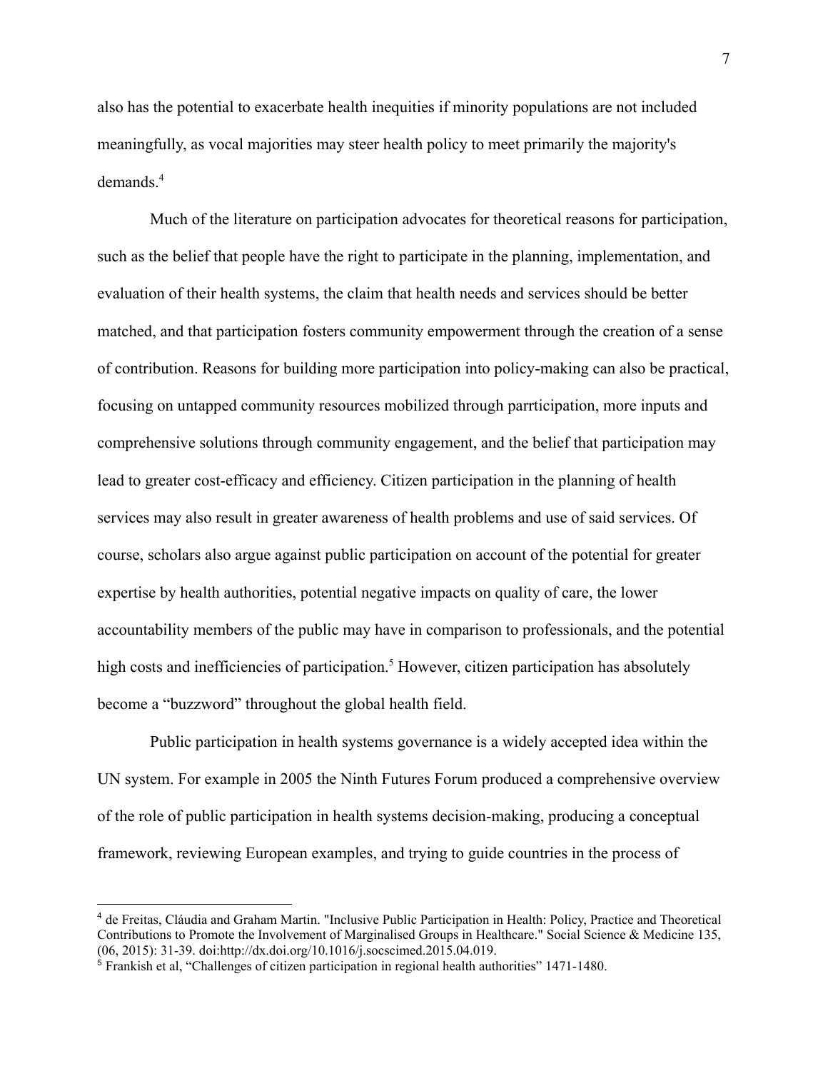also has the potential to exacerbate health inequities if minority populations are not included meaningfully, as vocal majorities may steer health policy to meet primarily the majority's demands.[4]

Much of the literature on participation advocates for theoretical reasons for participation, such as the belief that people have the right to participate in the planning, implementation, and evaluation of their health systems, the claim that health needs and services should be better matched, and that participation fosters community empowerment through the creation of a sense of contribution. Reasons for building more participation into policy-making can also be practical, focusing on untapped community resources mobilized through parrticipation, more inputs and comprehensive solutions through community engagement, and the belief that participation may lead to greater cost-efficacy and efficiency. Citizen participation in the planning of health services may also result in greater awareness of health problems and use of said services. Of course, scholars also argue against public participation on account of the potential for greater expertise by health authorities, potential negative impacts on quality of care, the lower accountability members of the public may have in comparison to professionals, and the potential high costs and inefficiencies of participation.[5] However, citizen participation has absolutely become a "buzzword" throughout the global health field.

Public participation in health systems governance is a widely accepted idea within the UN system. For example in 2005 the Ninth Futures Forum produced a comprehensive overview of the role of public participation in health systems decision-making, producing a conceptual framework, reviewing European examples, and trying to guide countries in the process of

---

[4] de Freitas, Cláudia and Graham Martin. "Inclusive Public Participation in Health: Policy, Practice and Theoretical Contributions to Promote the Involvement of Marginalised Groups in Healthcare." Social Science & Medicine 135, (06, 2015): 31-39. doi:http://dx.doi.org/10.1016/j.socscimed.2015.04.019.

[5] Frankish et al, "Challenges of citizen participation in regional health authorities" 1471-1480.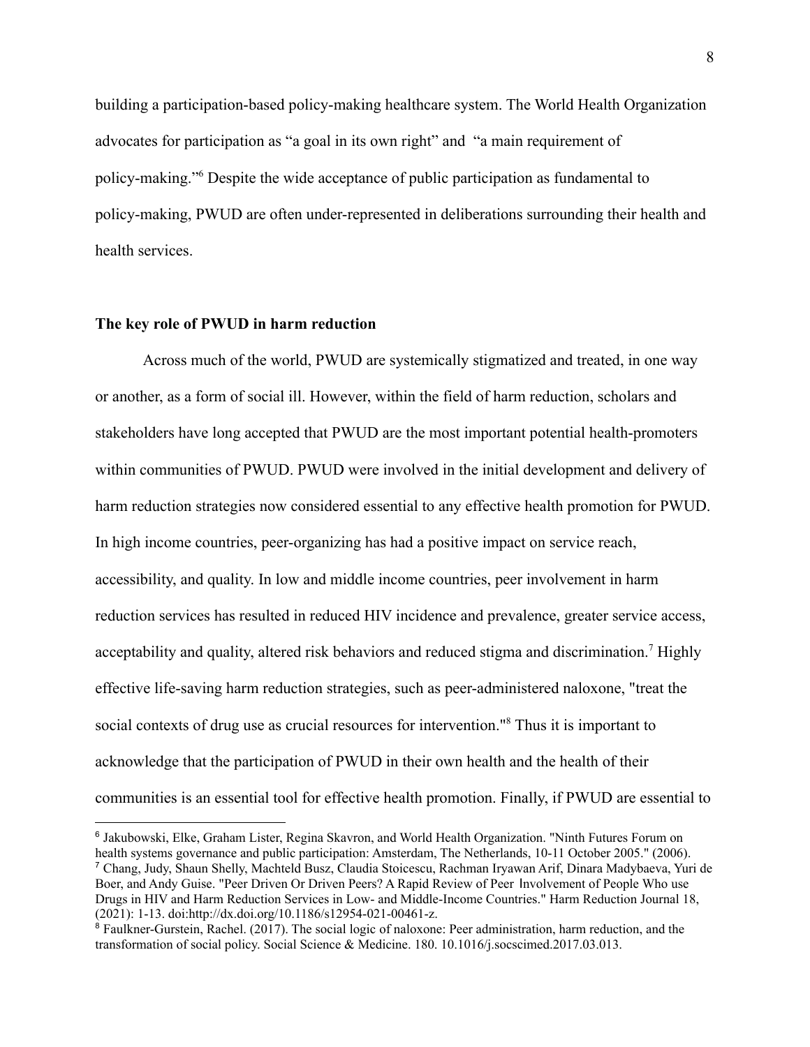building a participation-based policy-making healthcare system. The World Health Organization advocates for participation as "a goal in its own right" and "a main requirement of policy-making."[6] Despite the wide acceptance of public participation as fundamental to policy-making, PWUD are often under-represented in deliberations surrounding their health and health services.

**The key role of PWUD in harm reduction**

Across much of the world, PWUD are systemically stigmatized and treated, in one way or another, as a form of social ill. However, within the field of harm reduction, scholars and stakeholders have long accepted that PWUD are the most important potential health-promoters within communities of PWUD. PWUD were involved in the initial development and delivery of harm reduction strategies now considered essential to any effective health promotion for PWUD. In high income countries, peer-organizing has had a positive impact on service reach, accessibility, and quality. In low and middle income countries, peer involvement in harm reduction services has resulted in reduced HIV incidence and prevalence, greater service access, acceptability and quality, altered risk behaviors and reduced stigma and discrimination.[7] Highly effective life-saving harm reduction strategies, such as peer-administered naloxone, "treat the social contexts of drug use as crucial resources for intervention."[8] Thus it is important to acknowledge that the participation of PWUD in their own health and the health of their communities is an essential tool for effective health promotion. Finally, if PWUD are essential to

---

[6] Jakubowski, Elke, Graham Lister, Regina Skavron, and World Health Organization. "Ninth Futures Forum on health systems governance and public participation: Amsterdam, The Netherlands, 10-11 October 2005." (2006).

[7] Chang, Judy, Shaun Shelly, Machteld Busz, Claudia Stoicescu, Rachman Iryawan Arif, Dinara Madybaeva, Yuri de Boer, and Andy Guise. "Peer Driven Or Driven Peers? A Rapid Review of Peer Involvement of People Who use Drugs in HIV and Harm Reduction Services in Low- and Middle-Income Countries." Harm Reduction Journal 18, (2021): 1-13. doi:http://dx.doi.org/10.1186/s12954-021-00461-z.

[8] Faulkner-Gurstein, Rachel. (2017). The social logic of naloxone: Peer administration, harm reduction, and the transformation of social policy. Social Science & Medicine. 180. 10.1016/j.socscimed.2017.03.013.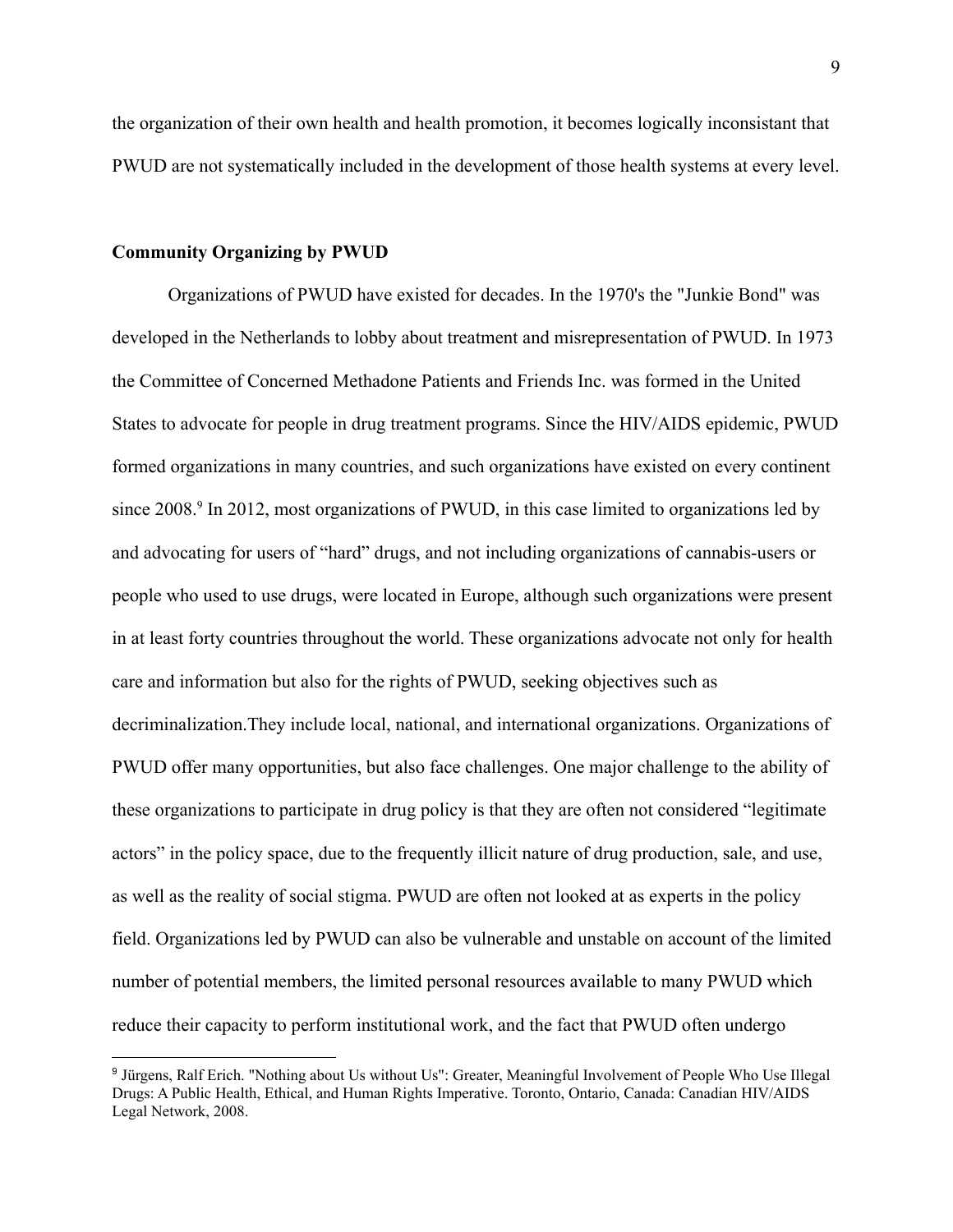the organization of their own health and health promotion, it becomes logically inconsistant that PWUD are not systematically included in the development of those health systems at every level.

### Community Organizing by PWUD

Organizations of PWUD have existed for decades. In the 1970's the "Junkie Bond" was developed in the Netherlands to lobby about treatment and misrepresentation of PWUD. In 1973 the Committee of Concerned Methadone Patients and Friends Inc. was formed in the United States to advocate for people in drug treatment programs. Since the HIV/AIDS epidemic, PWUD formed organizations in many countries, and such organizations have existed on every continent since 2008.[9] In 2012, most organizations of PWUD, in this case limited to organizations led by and advocating for users of "hard" drugs, and not including organizations of cannabis-users or people who used to use drugs, were located in Europe, although such organizations were present in at least forty countries throughout the world. These organizations advocate not only for health care and information but also for the rights of PWUD, seeking objectives such as decriminalization.They include local, national, and international organizations. Organizations of PWUD offer many opportunities, but also face challenges. One major challenge to the ability of these organizations to participate in drug policy is that they are often not considered "legitimate actors" in the policy space, due to the frequently illicit nature of drug production, sale, and use, as well as the reality of social stigma. PWUD are often not looked at as experts in the policy field. Organizations led by PWUD can also be vulnerable and unstable on account of the limited number of potential members, the limited personal resources available to many PWUD which reduce their capacity to perform institutional work, and the fact that PWUD often undergo

---

[9] Jürgens, Ralf Erich. "Nothing about Us without Us": Greater, Meaningful Involvement of People Who Use Illegal Drugs: A Public Health, Ethical, and Human Rights Imperative. Toronto, Ontario, Canada: Canadian HIV/AIDS Legal Network, 2008.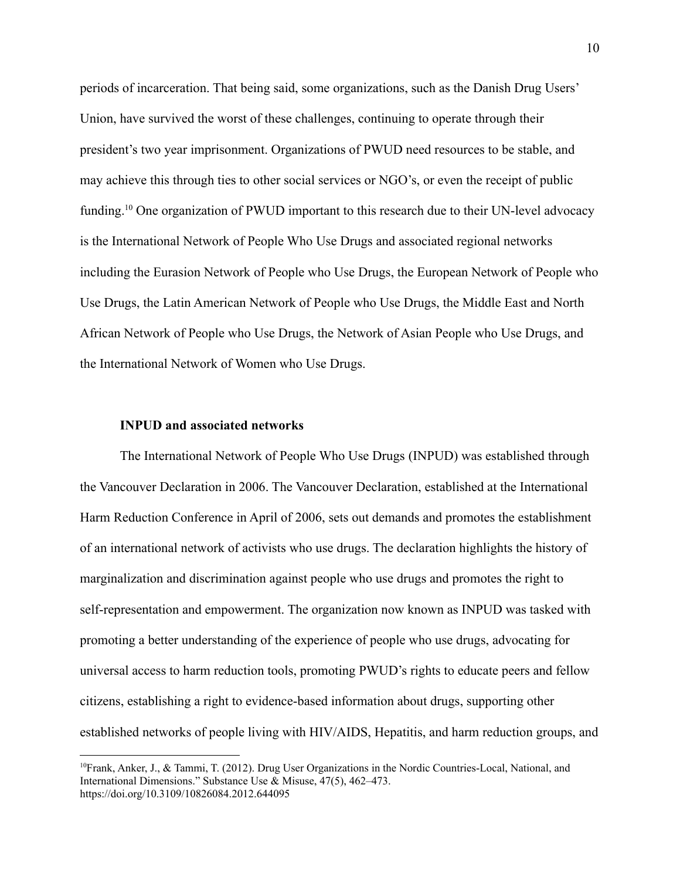periods of incarceration. That being said, some organizations, such as the Danish Drug Users' Union, have survived the worst of these challenges, continuing to operate through their president's two year imprisonment. Organizations of PWUD need resources to be stable, and may achieve this through ties to other social services or NGO's, or even the receipt of public funding.[10] One organization of PWUD important to this research due to their UN-level advocacy is the International Network of People Who Use Drugs and associated regional networks including the Eurasion Network of People who Use Drugs, the European Network of People who Use Drugs, the Latin American Network of People who Use Drugs, the Middle East and North African Network of People who Use Drugs, the Network of Asian People who Use Drugs, and the International Network of Women who Use Drugs.

### INPUD and associated networks

The International Network of People Who Use Drugs (INPUD) was established through the Vancouver Declaration in 2006. The Vancouver Declaration, established at the International Harm Reduction Conference in April of 2006, sets out demands and promotes the establishment of an international network of activists who use drugs. The declaration highlights the history of marginalization and discrimination against people who use drugs and promotes the right to self-representation and empowerment. The organization now known as INPUD was tasked with promoting a better understanding of the experience of people who use drugs, advocating for universal access to harm reduction tools, promoting PWUD's rights to educate peers and fellow citizens, establishing a right to evidence-based information about drugs, supporting other established networks of people living with HIV/AIDS, Hepatitis, and harm reduction groups, and

---

[10]Frank, Anker, J., & Tammi, T. (2012). Drug User Organizations in the Nordic Countries-Local, National, and International Dimensions." Substance Use & Misuse, 47(5), 462–473. https://doi.org/10.3109/10826084.2012.644095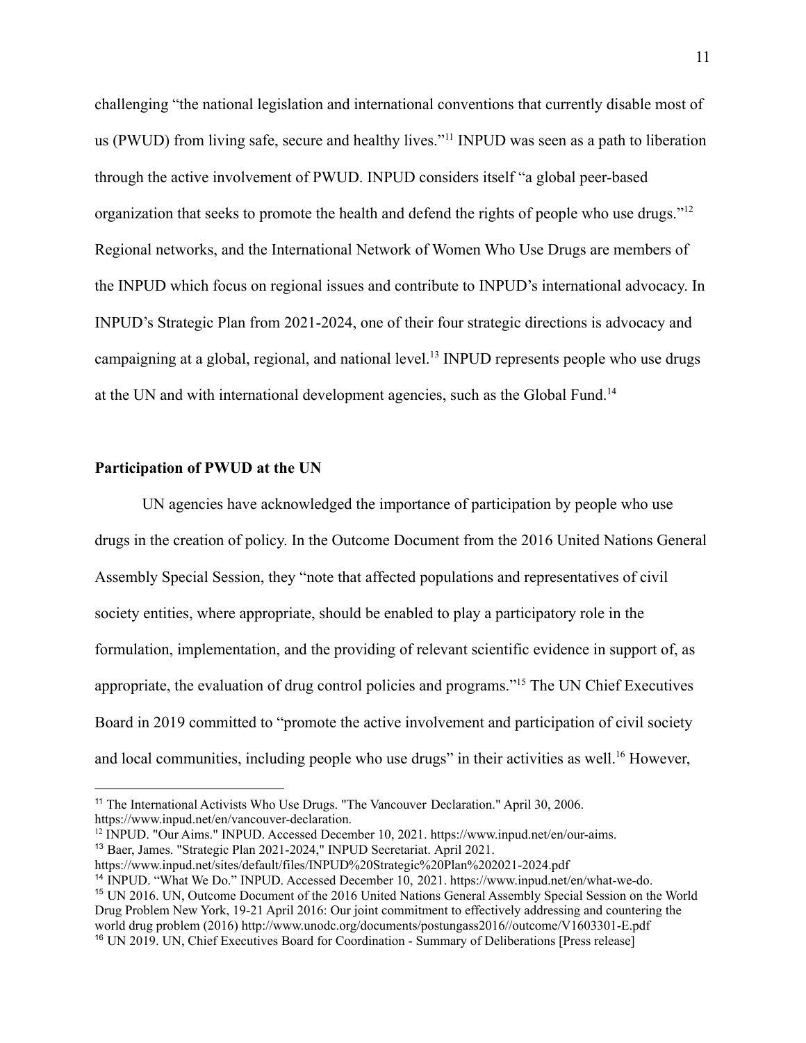challenging "the national legislation and international conventions that currently disable most of us (PWUD) from living safe, secure and healthy lives."[11] INPUD was seen as a path to liberation through the active involvement of PWUD. INPUD considers itself "a global peer-based organization that seeks to promote the health and defend the rights of people who use drugs."[12] Regional networks, and the International Network of Women Who Use Drugs are members of the INPUD which focus on regional issues and contribute to INPUD's international advocacy. In INPUD's Strategic Plan from 2021-2024, one of their four strategic directions is advocacy and campaigning at a global, regional, and national level.[13] INPUD represents people who use drugs at the UN and with international development agencies, such as the Global Fund.[14]

**Participation of PWUD at the UN**

UN agencies have acknowledged the importance of participation by people who use drugs in the creation of policy. In the Outcome Document from the 2016 United Nations General Assembly Special Session, they "note that affected populations and representatives of civil society entities, where appropriate, should be enabled to play a participatory role in the formulation, implementation, and the providing of relevant scientific evidence in support of, as appropriate, the evaluation of drug control policies and programs."[15] The UN Chief Executives Board in 2019 committed to "promote the active involvement and participation of civil society and local communities, including people who use drugs" in their activities as well.[16] However,

---

[11] The International Activists Who Use Drugs. "The Vancouver Declaration." April 30, 2006. https://www.inpud.net/en/vancouver-declaration.

[12] INPUD. "Our Aims." INPUD. Accessed December 10, 2021. https://www.inpud.net/en/our-aims.

[13] Baer, James. "Strategic Plan 2021-2024," INPUD Secretariat. April 2021. https://www.inpud.net/sites/default/files/INPUD%20Strategic%20Plan%202021-2024.pdf

[14] INPUD. "What We Do." INPUD. Accessed December 10, 2021. https://www.inpud.net/en/what-we-do.

[15] UN 2016. UN, Outcome Document of the 2016 United Nations General Assembly Special Session on the World Drug Problem New York, 19-21 April 2016: Our joint commitment to effectively addressing and countering the world drug problem (2016) http://www.unodc.org/documents/postungass2016//outcome/V1603301-E.pdf

[16] UN 2019. UN, Chief Executives Board for Coordination - Summary of Deliberations [Press release]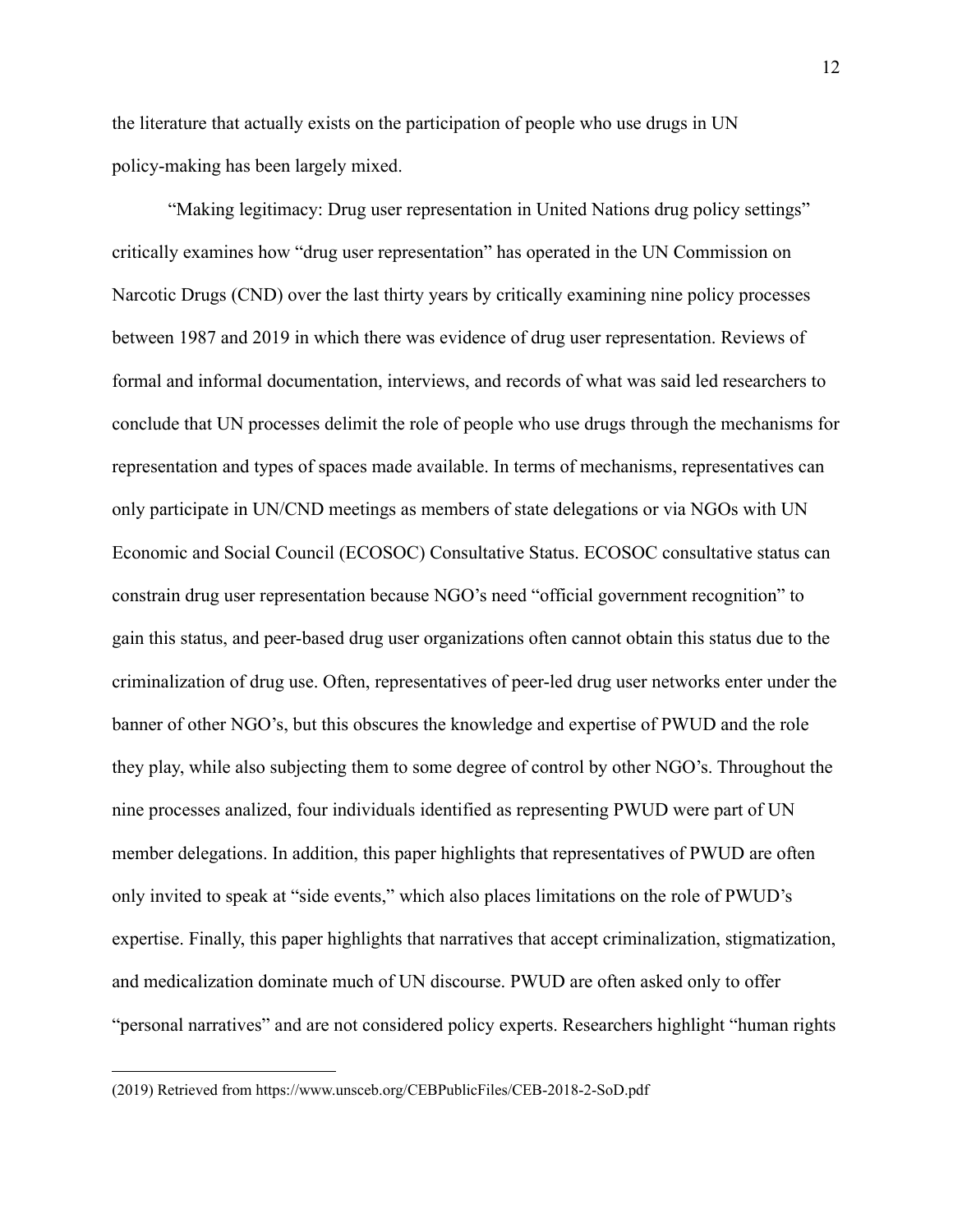the literature that actually exists on the participation of people who use drugs in UN policy-making has been largely mixed.

"Making legitimacy: Drug user representation in United Nations drug policy settings" critically examines how "drug user representation" has operated in the UN Commission on Narcotic Drugs (CND) over the last thirty years by critically examining nine policy processes between 1987 and 2019 in which there was evidence of drug user representation. Reviews of formal and informal documentation, interviews, and records of what was said led researchers to conclude that UN processes delimit the role of people who use drugs through the mechanisms for representation and types of spaces made available. In terms of mechanisms, representatives can only participate in UN/CND meetings as members of state delegations or via NGOs with UN Economic and Social Council (ECOSOC) Consultative Status. ECOSOC consultative status can constrain drug user representation because NGO's need "official government recognition" to gain this status, and peer-based drug user organizations often cannot obtain this status due to the criminalization of drug use. Often, representatives of peer-led drug user networks enter under the banner of other NGO's, but this obscures the knowledge and expertise of PWUD and the role they play, while also subjecting them to some degree of control by other NGO's. Throughout the nine processes analized, four individuals identified as representing PWUD were part of UN member delegations. In addition, this paper highlights that representatives of PWUD are often only invited to speak at "side events," which also places limitations on the role of PWUD's expertise. Finally, this paper highlights that narratives that accept criminalization, stigmatization, and medicalization dominate much of UN discourse. PWUD are often asked only to offer "personal narratives" and are not considered policy experts. Researchers highlight "human rights

---

(2019) Retrieved from https://www.unsceb.org/CEBPublicFiles/CEB-2018-2-SoD.pdf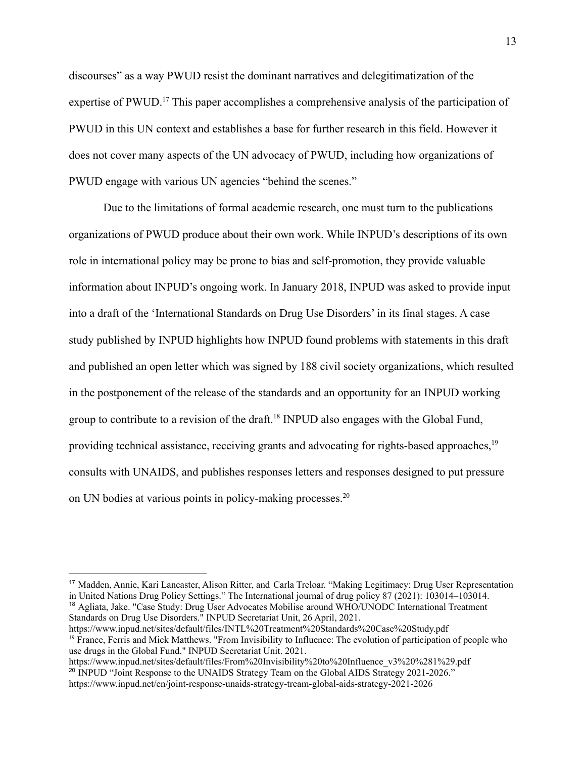discourses" as a way PWUD resist the dominant narratives and delegitimatization of the expertise of PWUD.[17] This paper accomplishes a comprehensive analysis of the participation of PWUD in this UN context and establishes a base for further research in this field. However it does not cover many aspects of the UN advocacy of PWUD, including how organizations of PWUD engage with various UN agencies "behind the scenes."

Due to the limitations of formal academic research, one must turn to the publications organizations of PWUD produce about their own work. While INPUD's descriptions of its own role in international policy may be prone to bias and self-promotion, they provide valuable information about INPUD's ongoing work. In January 2018, INPUD was asked to provide input into a draft of the 'International Standards on Drug Use Disorders' in its final stages. A case study published by INPUD highlights how INPUD found problems with statements in this draft and published an open letter which was signed by 188 civil society organizations, which resulted in the postponement of the release of the standards and an opportunity for an INPUD working group to contribute to a revision of the draft.[18] INPUD also engages with the Global Fund, providing technical assistance, receiving grants and advocating for rights-based approaches,[19] consults with UNAIDS, and publishes responses letters and responses designed to put pressure on UN bodies at various points in policy-making processes.[20]

---

[17] Madden, Annie, Kari Lancaster, Alison Ritter, and Carla Treloar. "Making Legitimacy: Drug User Representation in United Nations Drug Policy Settings." The International journal of drug policy 87 (2021): 103014–103014.

[18] Agliata, Jake. "Case Study: Drug User Advocates Mobilise around WHO/UNODC International Treatment Standards on Drug Use Disorders." INPUD Secretariat Unit, 26 April, 2021. https://www.inpud.net/sites/default/files/INTL%20Treatment%20Standards%20Case%20Study.pdf

[19] France, Ferris and Mick Matthews. "From Invisibility to Influence: The evolution of participation of people who use drugs in the Global Fund." INPUD Secretariat Unit. 2021. https://www.inpud.net/sites/default/files/From%20Invisibility%20to%20Influence_v3%20%281%29.pdf

[20] INPUD "Joint Response to the UNAIDS Strategy Team on the Global AIDS Strategy 2021-2026." https://www.inpud.net/en/joint-response-unaids-strategy-tream-global-aids-strategy-2021-2026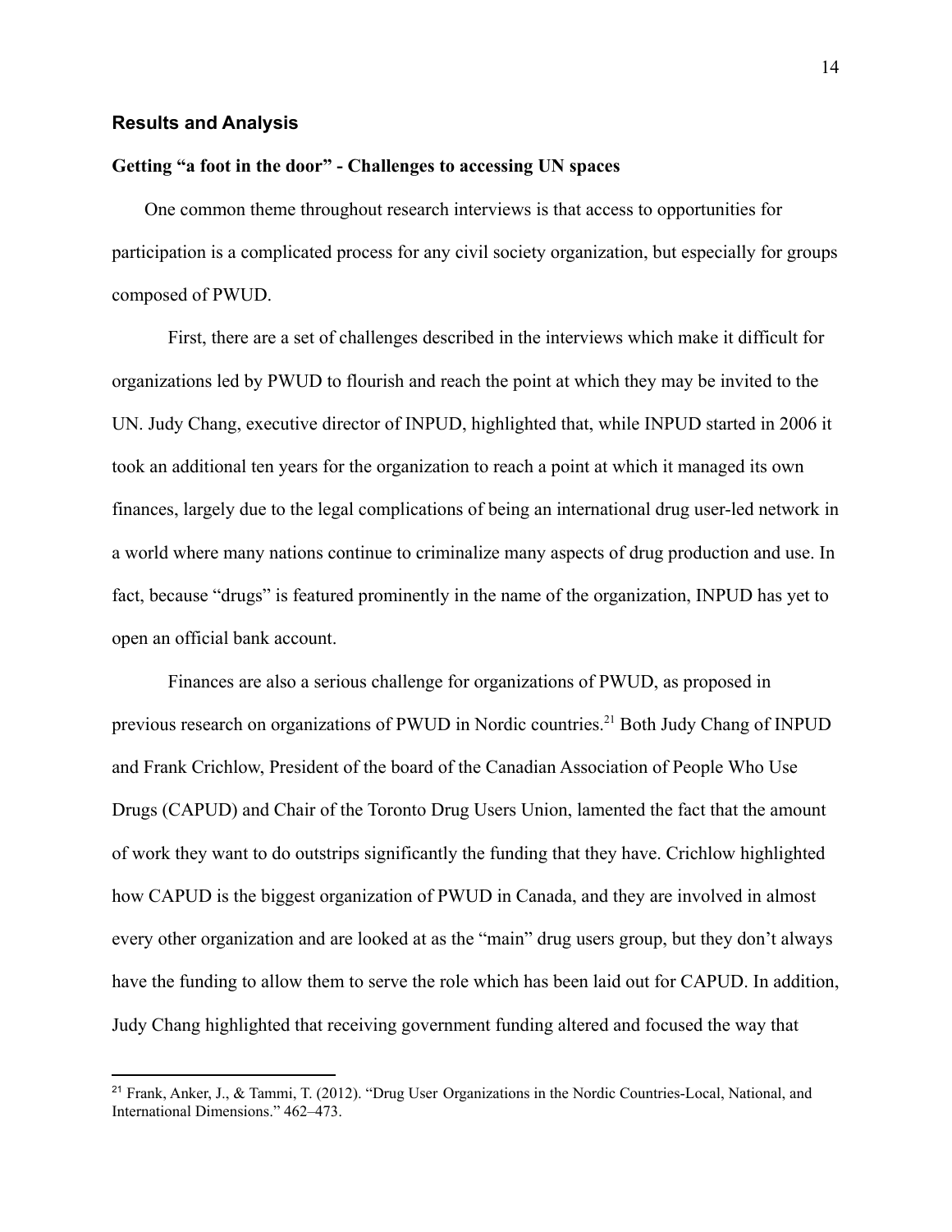## Results and Analysis

**Getting "a foot in the door" - Challenges to accessing UN spaces**

One common theme throughout research interviews is that access to opportunities for participation is a complicated process for any civil society organization, but especially for groups composed of PWUD.

First, there are a set of challenges described in the interviews which make it difficult for organizations led by PWUD to flourish and reach the point at which they may be invited to the UN. Judy Chang, executive director of INPUD, highlighted that, while INPUD started in 2006 it took an additional ten years for the organization to reach a point at which it managed its own finances, largely due to the legal complications of being an international drug user-led network in a world where many nations continue to criminalize many aspects of drug production and use. In fact, because "drugs" is featured prominently in the name of the organization, INPUD has yet to open an official bank account.

Finances are also a serious challenge for organizations of PWUD, as proposed in previous research on organizations of PWUD in Nordic countries.[21] Both Judy Chang of INPUD and Frank Crichlow, President of the board of the Canadian Association of People Who Use Drugs (CAPUD) and Chair of the Toronto Drug Users Union, lamented the fact that the amount of work they want to do outstrips significantly the funding that they have. Crichlow highlighted how CAPUD is the biggest organization of PWUD in Canada, and they are involved in almost every other organization and are looked at as the "main" drug users group, but they don't always have the funding to allow them to serve the role which has been laid out for CAPUD. In addition, Judy Chang highlighted that receiving government funding altered and focused the way that

[21] Frank, Anker, J., & Tammi, T. (2012). "Drug User Organizations in the Nordic Countries-Local, National, and International Dimensions." 462–473.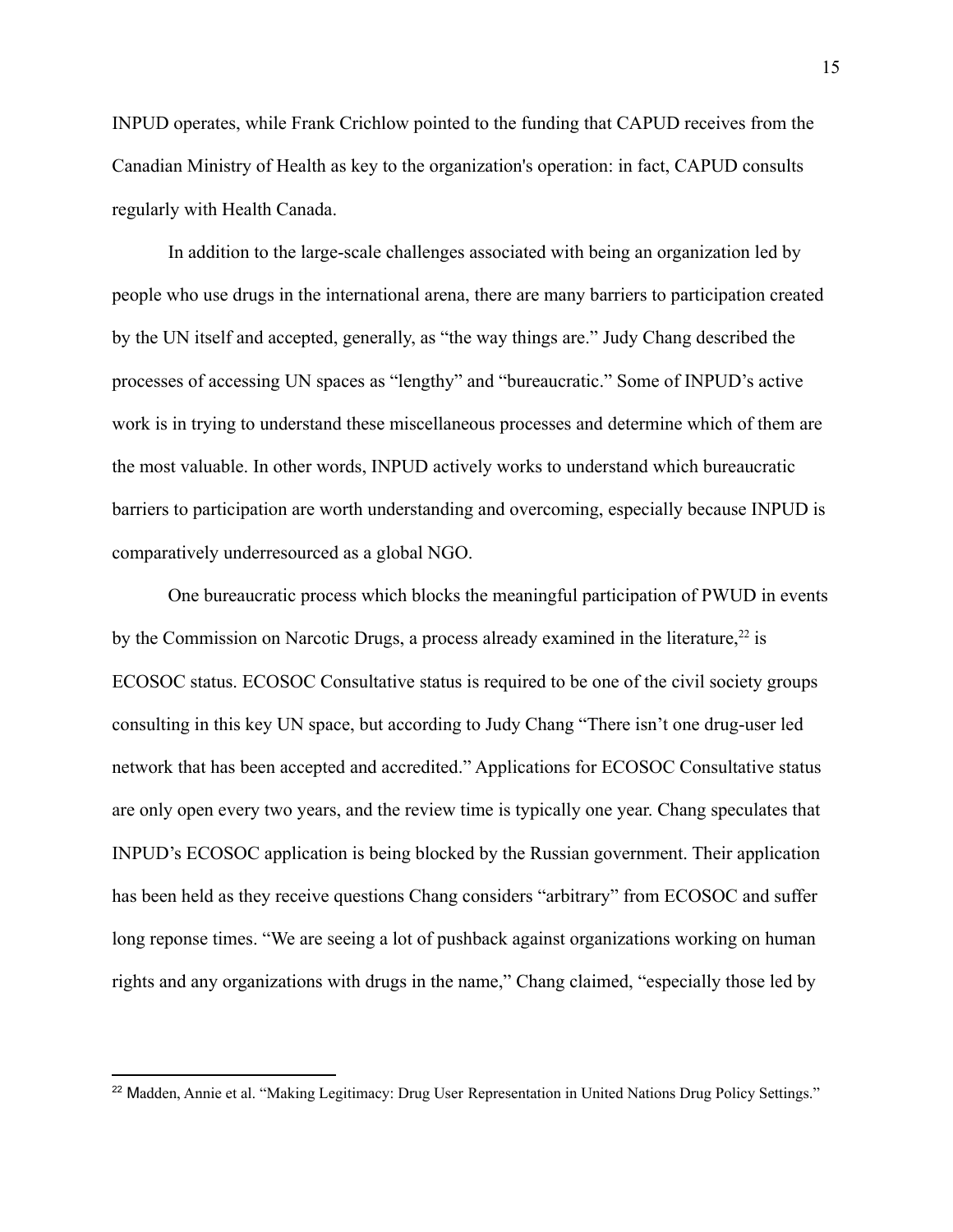INPUD operates, while Frank Crichlow pointed to the funding that CAPUD receives from the Canadian Ministry of Health as key to the organization's operation: in fact, CAPUD consults regularly with Health Canada.

In addition to the large-scale challenges associated with being an organization led by people who use drugs in the international arena, there are many barriers to participation created by the UN itself and accepted, generally, as "the way things are." Judy Chang described the processes of accessing UN spaces as "lengthy" and "bureaucratic." Some of INPUD's active work is in trying to understand these miscellaneous processes and determine which of them are the most valuable. In other words, INPUD actively works to understand which bureaucratic barriers to participation are worth understanding and overcoming, especially because INPUD is comparatively underresourced as a global NGO.

One bureaucratic process which blocks the meaningful participation of PWUD in events by the Commission on Narcotic Drugs, a process already examined in the literature,[22] is ECOSOC status. ECOSOC Consultative status is required to be one of the civil society groups consulting in this key UN space, but according to Judy Chang "There isn't one drug-user led network that has been accepted and accredited." Applications for ECOSOC Consultative status are only open every two years, and the review time is typically one year. Chang speculates that INPUD's ECOSOC application is being blocked by the Russian government. Their application has been held as they receive questions Chang considers "arbitrary" from ECOSOC and suffer long reponse times. "We are seeing a lot of pushback against organizations working on human rights and any organizations with drugs in the name," Chang claimed, "especially those led by

[22] Madden, Annie et al. "Making Legitimacy: Drug User Representation in United Nations Drug Policy Settings."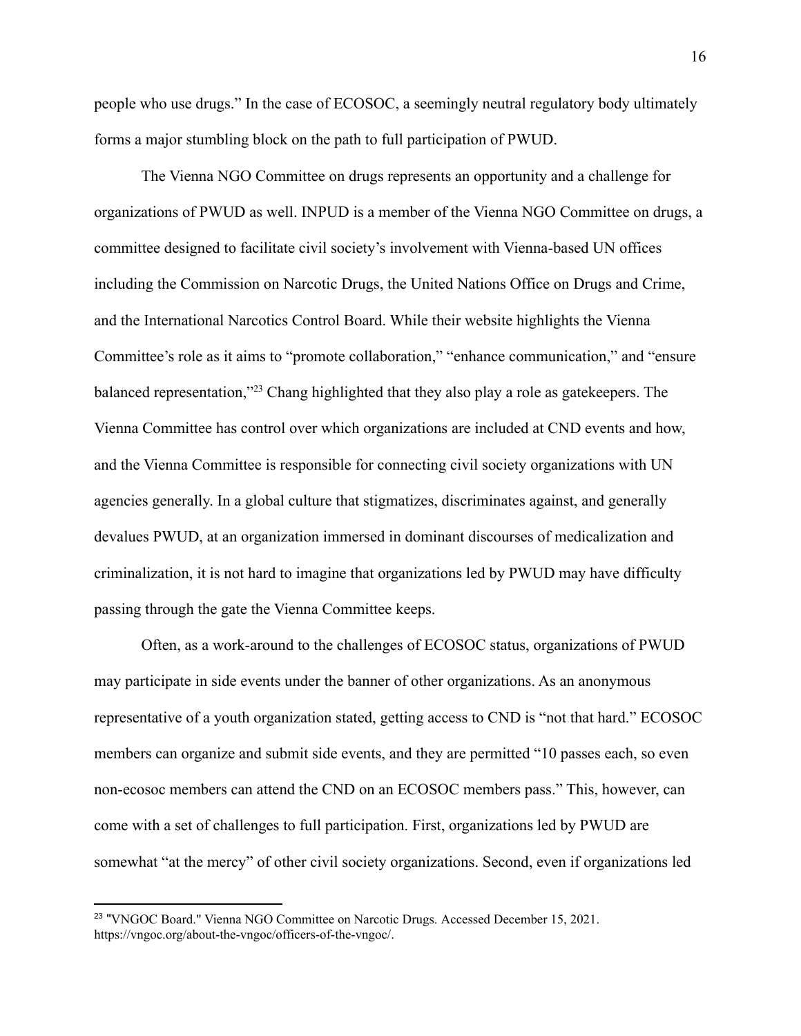people who use drugs." In the case of ECOSOC, a seemingly neutral regulatory body ultimately forms a major stumbling block on the path to full participation of PWUD.

The Vienna NGO Committee on drugs represents an opportunity and a challenge for organizations of PWUD as well. INPUD is a member of the Vienna NGO Committee on drugs, a committee designed to facilitate civil society's involvement with Vienna-based UN offices including the Commission on Narcotic Drugs, the United Nations Office on Drugs and Crime, and the International Narcotics Control Board. While their website highlights the Vienna Committee's role as it aims to "promote collaboration," "enhance communication," and "ensure balanced representation,"[23] Chang highlighted that they also play a role as gatekeepers. The Vienna Committee has control over which organizations are included at CND events and how, and the Vienna Committee is responsible for connecting civil society organizations with UN agencies generally. In a global culture that stigmatizes, discriminates against, and generally devalues PWUD, at an organization immersed in dominant discourses of medicalization and criminalization, it is not hard to imagine that organizations led by PWUD may have difficulty passing through the gate the Vienna Committee keeps.

Often, as a work-around to the challenges of ECOSOC status, organizations of PWUD may participate in side events under the banner of other organizations. As an anonymous representative of a youth organization stated, getting access to CND is "not that hard." ECOSOC members can organize and submit side events, and they are permitted "10 passes each, so even non-ecosoc members can attend the CND on an ECOSOC members pass." This, however, can come with a set of challenges to full participation. First, organizations led by PWUD are somewhat "at the mercy" of other civil society organizations. Second, even if organizations led

---

[23] "VNGOC Board." Vienna NGO Committee on Narcotic Drugs. Accessed December 15, 2021. https://vngoc.org/about-the-vngoc/officers-of-the-vngoc/.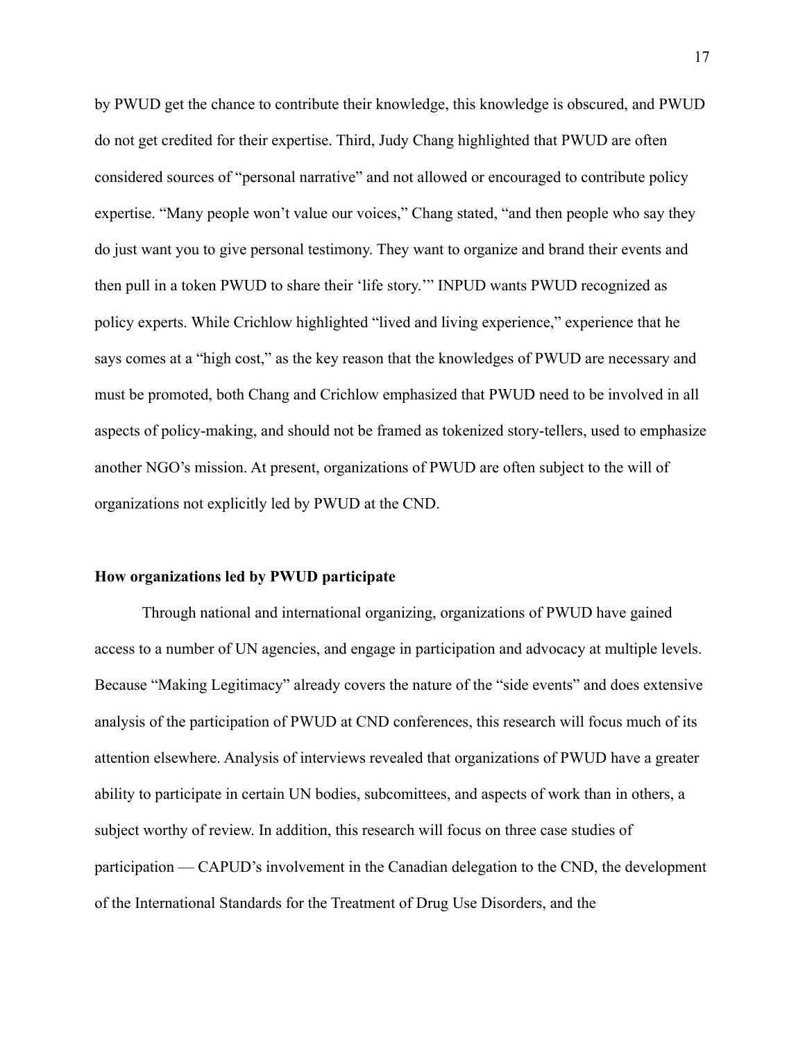by PWUD get the chance to contribute their knowledge, this knowledge is obscured, and PWUD do not get credited for their expertise. Third, Judy Chang highlighted that PWUD are often considered sources of "personal narrative" and not allowed or encouraged to contribute policy expertise. "Many people won't value our voices," Chang stated, "and then people who say they do just want you to give personal testimony. They want to organize and brand their events and then pull in a token PWUD to share their 'life story.'" INPUD wants PWUD recognized as policy experts. While Crichlow highlighted "lived and living experience," experience that he says comes at a "high cost," as the key reason that the knowledges of PWUD are necessary and must be promoted, both Chang and Crichlow emphasized that PWUD need to be involved in all aspects of policy-making, and should not be framed as tokenized story-tellers, used to emphasize another NGO's mission. At present, organizations of PWUD are often subject to the will of organizations not explicitly led by PWUD at the CND.

**How organizations led by PWUD participate**

Through national and international organizing, organizations of PWUD have gained access to a number of UN agencies, and engage in participation and advocacy at multiple levels. Because "Making Legitimacy" already covers the nature of the "side events" and does extensive analysis of the participation of PWUD at CND conferences, this research will focus much of its attention elsewhere. Analysis of interviews revealed that organizations of PWUD have a greater ability to participate in certain UN bodies, subcomittees, and aspects of work than in others, a subject worthy of review. In addition, this research will focus on three case studies of participation — CAPUD's involvement in the Canadian delegation to the CND, the development of the International Standards for the Treatment of Drug Use Disorders, and the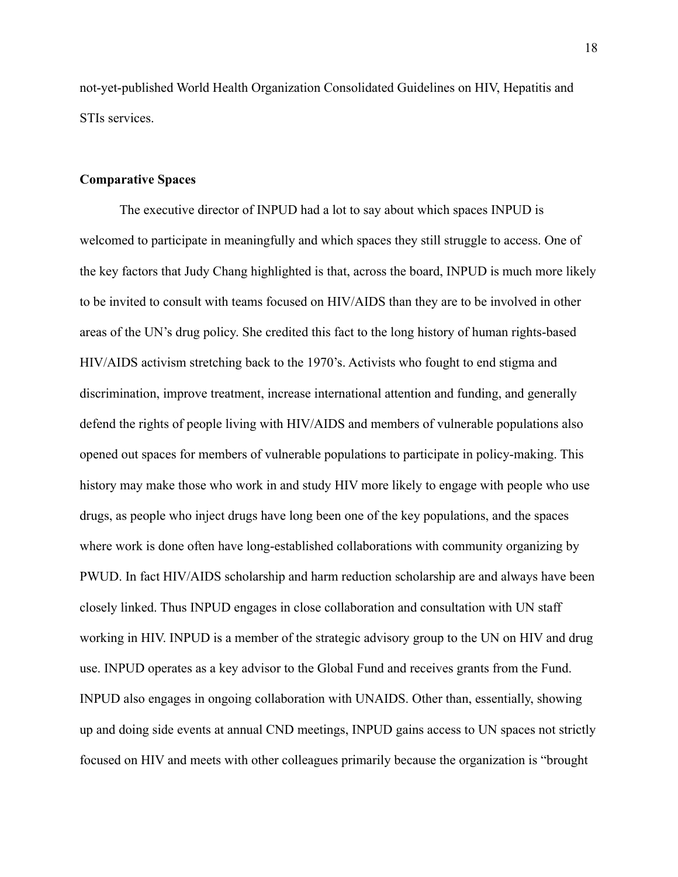not-yet-published World Health Organization Consolidated Guidelines on HIV, Hepatitis and STIs services.

**Comparative Spaces**

The executive director of INPUD had a lot to say about which spaces INPUD is welcomed to participate in meaningfully and which spaces they still struggle to access. One of the key factors that Judy Chang highlighted is that, across the board, INPUD is much more likely to be invited to consult with teams focused on HIV/AIDS than they are to be involved in other areas of the UN's drug policy. She credited this fact to the long history of human rights-based HIV/AIDS activism stretching back to the 1970's. Activists who fought to end stigma and discrimination, improve treatment, increase international attention and funding, and generally defend the rights of people living with HIV/AIDS and members of vulnerable populations also opened out spaces for members of vulnerable populations to participate in policy-making. This history may make those who work in and study HIV more likely to engage with people who use drugs, as people who inject drugs have long been one of the key populations, and the spaces where work is done often have long-established collaborations with community organizing by PWUD. In fact HIV/AIDS scholarship and harm reduction scholarship are and always have been closely linked. Thus INPUD engages in close collaboration and consultation with UN staff working in HIV. INPUD is a member of the strategic advisory group to the UN on HIV and drug use. INPUD operates as a key advisor to the Global Fund and receives grants from the Fund. INPUD also engages in ongoing collaboration with UNAIDS. Other than, essentially, showing up and doing side events at annual CND meetings, INPUD gains access to UN spaces not strictly focused on HIV and meets with other colleagues primarily because the organization is "brought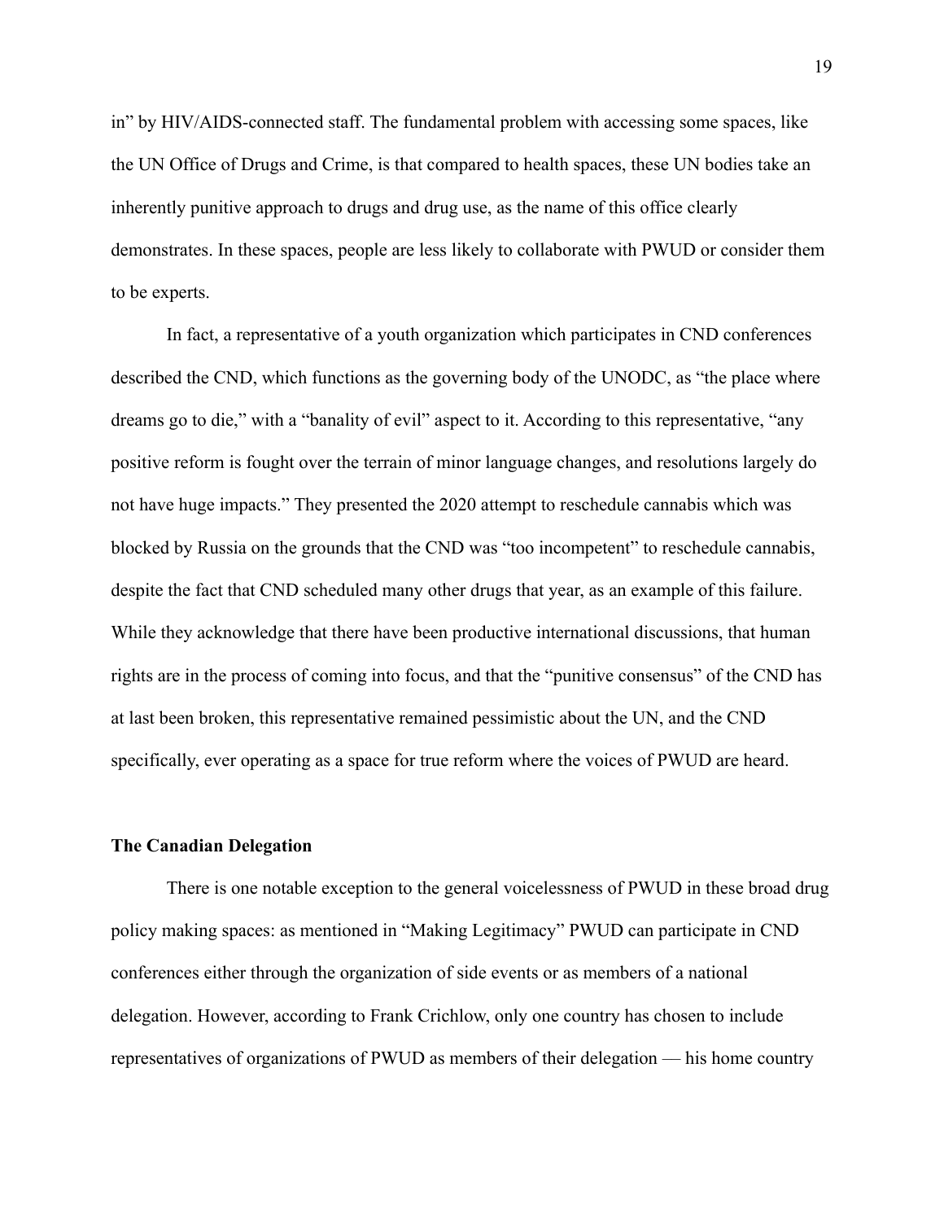in" by HIV/AIDS-connected staff. The fundamental problem with accessing some spaces, like the UN Office of Drugs and Crime, is that compared to health spaces, these UN bodies take an inherently punitive approach to drugs and drug use, as the name of this office clearly demonstrates. In these spaces, people are less likely to collaborate with PWUD or consider them to be experts.

In fact, a representative of a youth organization which participates in CND conferences described the CND, which functions as the governing body of the UNODC, as "the place where dreams go to die," with a "banality of evil" aspect to it. According to this representative, "any positive reform is fought over the terrain of minor language changes, and resolutions largely do not have huge impacts." They presented the 2020 attempt to reschedule cannabis which was blocked by Russia on the grounds that the CND was "too incompetent" to reschedule cannabis, despite the fact that CND scheduled many other drugs that year, as an example of this failure. While they acknowledge that there have been productive international discussions, that human rights are in the process of coming into focus, and that the "punitive consensus" of the CND has at last been broken, this representative remained pessimistic about the UN, and the CND specifically, ever operating as a space for true reform where the voices of PWUD are heard.

### The Canadian Delegation

There is one notable exception to the general voicelessness of PWUD in these broad drug policy making spaces: as mentioned in "Making Legitimacy" PWUD can participate in CND conferences either through the organization of side events or as members of a national delegation. However, according to Frank Crichlow, only one country has chosen to include representatives of organizations of PWUD as members of their delegation — his home country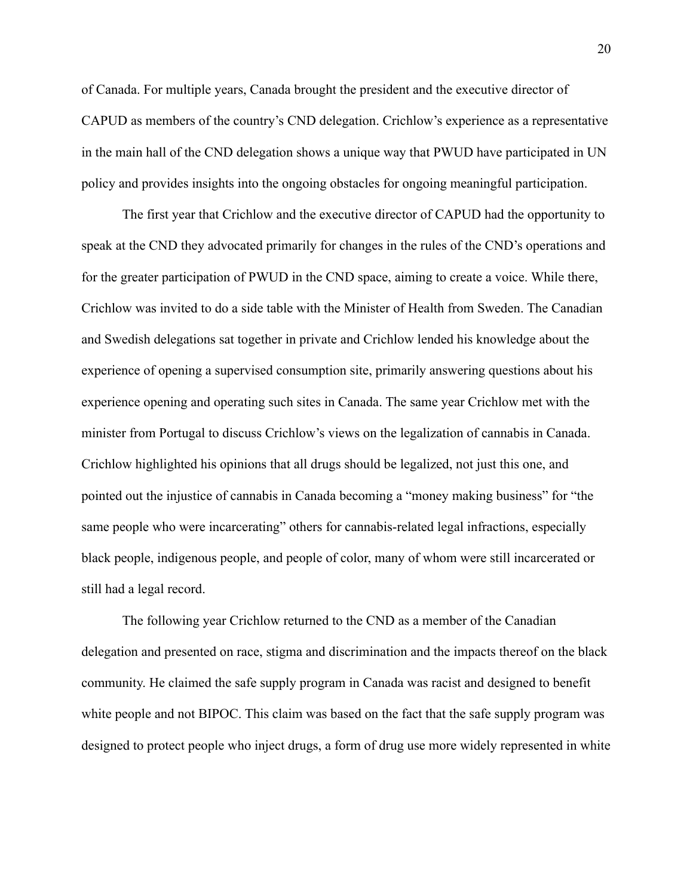of Canada. For multiple years, Canada brought the president and the executive director of CAPUD as members of the country's CND delegation. Crichlow's experience as a representative in the main hall of the CND delegation shows a unique way that PWUD have participated in UN policy and provides insights into the ongoing obstacles for ongoing meaningful participation.

The first year that Crichlow and the executive director of CAPUD had the opportunity to speak at the CND they advocated primarily for changes in the rules of the CND's operations and for the greater participation of PWUD in the CND space, aiming to create a voice. While there, Crichlow was invited to do a side table with the Minister of Health from Sweden. The Canadian and Swedish delegations sat together in private and Crichlow lended his knowledge about the experience of opening a supervised consumption site, primarily answering questions about his experience opening and operating such sites in Canada. The same year Crichlow met with the minister from Portugal to discuss Crichlow's views on the legalization of cannabis in Canada. Crichlow highlighted his opinions that all drugs should be legalized, not just this one, and pointed out the injustice of cannabis in Canada becoming a "money making business" for "the same people who were incarcerating" others for cannabis-related legal infractions, especially black people, indigenous people, and people of color, many of whom were still incarcerated or still had a legal record.

The following year Crichlow returned to the CND as a member of the Canadian delegation and presented on race, stigma and discrimination and the impacts thereof on the black community. He claimed the safe supply program in Canada was racist and designed to benefit white people and not BIPOC. This claim was based on the fact that the safe supply program was designed to protect people who inject drugs, a form of drug use more widely represented in white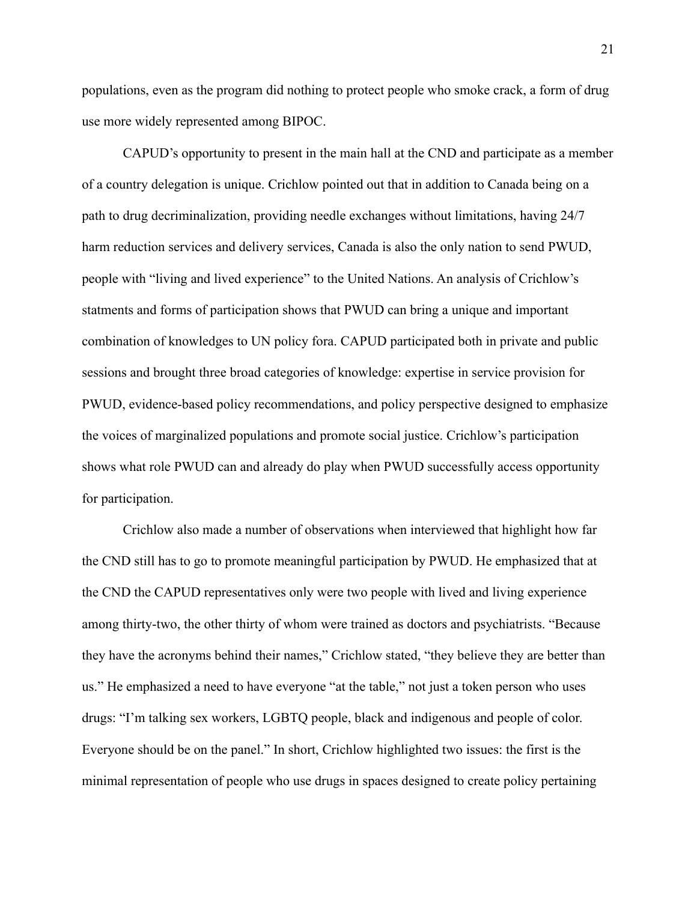populations, even as the program did nothing to protect people who smoke crack, a form of drug use more widely represented among BIPOC.

CAPUD's opportunity to present in the main hall at the CND and participate as a member of a country delegation is unique. Crichlow pointed out that in addition to Canada being on a path to drug decriminalization, providing needle exchanges without limitations, having 24/7 harm reduction services and delivery services, Canada is also the only nation to send PWUD, people with "living and lived experience" to the United Nations. An analysis of Crichlow's statments and forms of participation shows that PWUD can bring a unique and important combination of knowledges to UN policy fora. CAPUD participated both in private and public sessions and brought three broad categories of knowledge: expertise in service provision for PWUD, evidence-based policy recommendations, and policy perspective designed to emphasize the voices of marginalized populations and promote social justice. Crichlow's participation shows what role PWUD can and already do play when PWUD successfully access opportunity for participation.

Crichlow also made a number of observations when interviewed that highlight how far the CND still has to go to promote meaningful participation by PWUD. He emphasized that at the CND the CAPUD representatives only were two people with lived and living experience among thirty-two, the other thirty of whom were trained as doctors and psychiatrists. "Because they have the acronyms behind their names," Crichlow stated, "they believe they are better than us." He emphasized a need to have everyone "at the table," not just a token person who uses drugs: "I'm talking sex workers, LGBTQ people, black and indigenous and people of color. Everyone should be on the panel." In short, Crichlow highlighted two issues: the first is the minimal representation of people who use drugs in spaces designed to create policy pertaining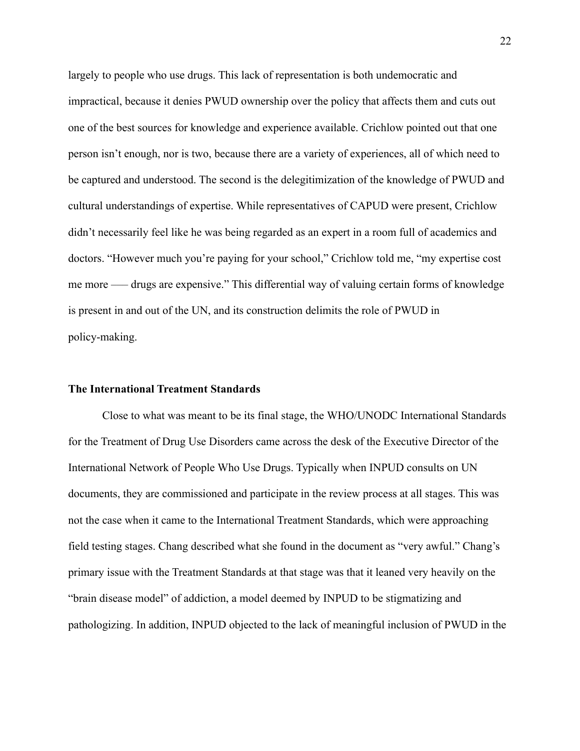largely to people who use drugs. This lack of representation is both undemocratic and impractical, because it denies PWUD ownership over the policy that affects them and cuts out one of the best sources for knowledge and experience available. Crichlow pointed out that one person isn't enough, nor is two, because there are a variety of experiences, all of which need to be captured and understood. The second is the delegitimization of the knowledge of PWUD and cultural understandings of expertise. While representatives of CAPUD were present, Crichlow didn't necessarily feel like he was being regarded as an expert in a room full of academics and doctors. "However much you're paying for your school," Crichlow told me, "my expertise cost me more —– drugs are expensive." This differential way of valuing certain forms of knowledge is present in and out of the UN, and its construction delimits the role of PWUD in policy-making.

### The International Treatment Standards

Close to what was meant to be its final stage, the WHO/UNODC International Standards for the Treatment of Drug Use Disorders came across the desk of the Executive Director of the International Network of People Who Use Drugs. Typically when INPUD consults on UN documents, they are commissioned and participate in the review process at all stages. This was not the case when it came to the International Treatment Standards, which were approaching field testing stages. Chang described what she found in the document as "very awful." Chang's primary issue with the Treatment Standards at that stage was that it leaned very heavily on the "brain disease model" of addiction, a model deemed by INPUD to be stigmatizing and pathologizing. In addition, INPUD objected to the lack of meaningful inclusion of PWUD in the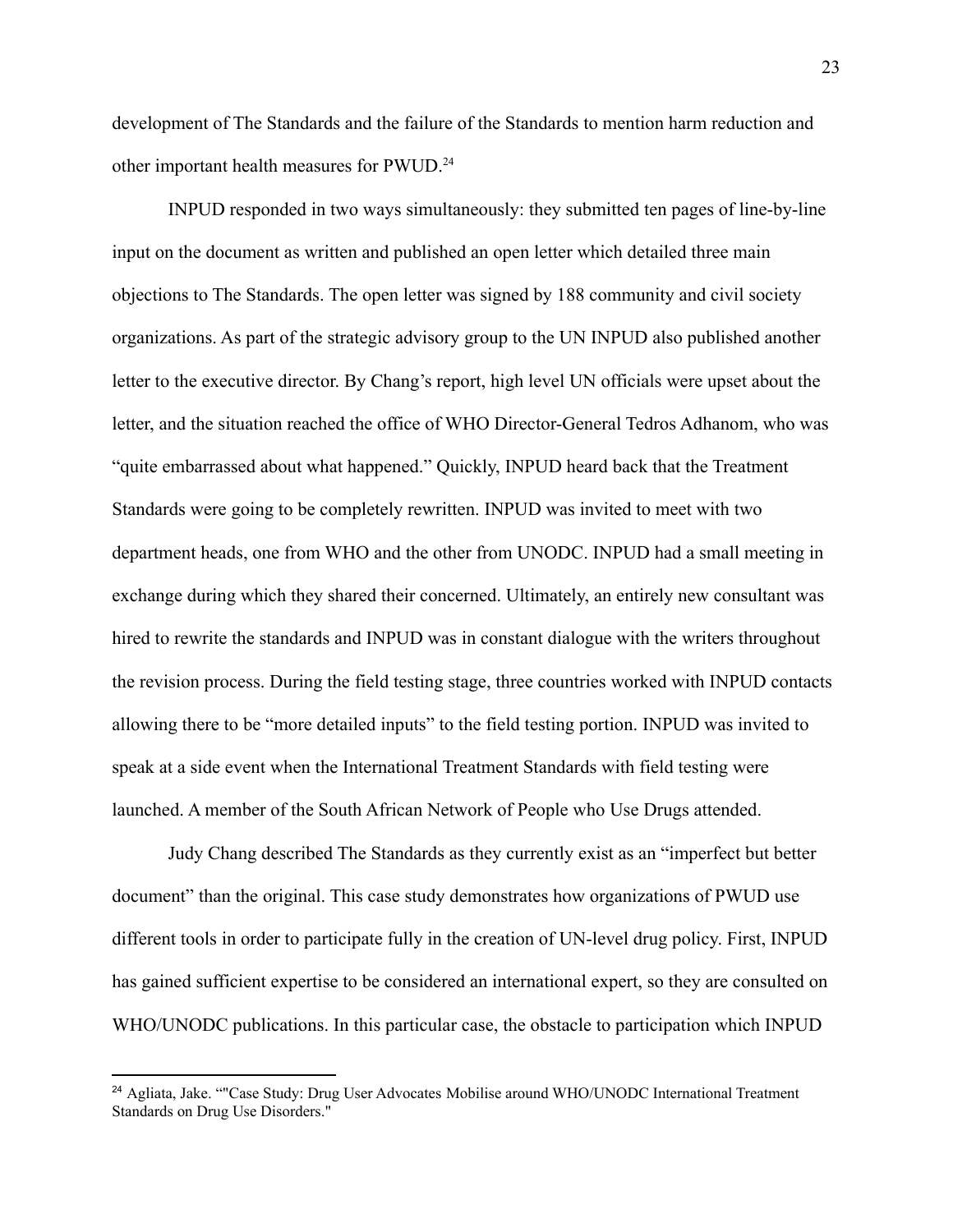development of The Standards and the failure of the Standards to mention harm reduction and other important health measures for PWUD.[24]

INPUD responded in two ways simultaneously: they submitted ten pages of line-by-line input on the document as written and published an open letter which detailed three main objections to The Standards. The open letter was signed by 188 community and civil society organizations. As part of the strategic advisory group to the UN INPUD also published another letter to the executive director. By Chang's report, high level UN officials were upset about the letter, and the situation reached the office of WHO Director-General Tedros Adhanom, who was "quite embarrassed about what happened." Quickly, INPUD heard back that the Treatment Standards were going to be completely rewritten. INPUD was invited to meet with two department heads, one from WHO and the other from UNODC. INPUD had a small meeting in exchange during which they shared their concerned. Ultimately, an entirely new consultant was hired to rewrite the standards and INPUD was in constant dialogue with the writers throughout the revision process. During the field testing stage, three countries worked with INPUD contacts allowing there to be "more detailed inputs" to the field testing portion. INPUD was invited to speak at a side event when the International Treatment Standards with field testing were launched. A member of the South African Network of People who Use Drugs attended.

Judy Chang described The Standards as they currently exist as an "imperfect but better document" than the original. This case study demonstrates how organizations of PWUD use different tools in order to participate fully in the creation of UN-level drug policy. First, INPUD has gained sufficient expertise to be considered an international expert, so they are consulted on WHO/UNODC publications. In this particular case, the obstacle to participation which INPUD

---

[24] Agliata, Jake. ""Case Study: Drug User Advocates Mobilise around WHO/UNODC International Treatment Standards on Drug Use Disorders."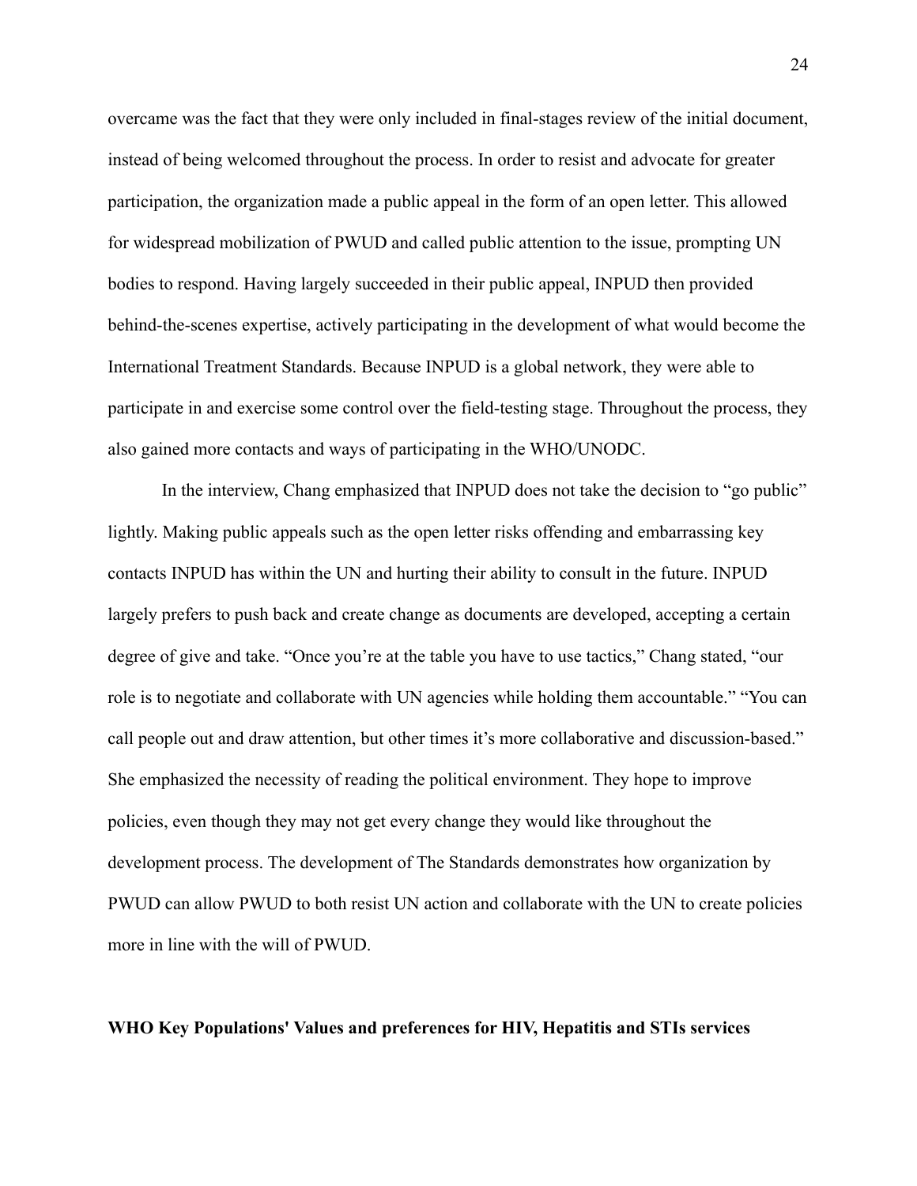overcame was the fact that they were only included in final-stages review of the initial document, instead of being welcomed throughout the process. In order to resist and advocate for greater participation, the organization made a public appeal in the form of an open letter. This allowed for widespread mobilization of PWUD and called public attention to the issue, prompting UN bodies to respond. Having largely succeeded in their public appeal, INPUD then provided behind-the-scenes expertise, actively participating in the development of what would become the International Treatment Standards. Because INPUD is a global network, they were able to participate in and exercise some control over the field-testing stage. Throughout the process, they also gained more contacts and ways of participating in the WHO/UNODC.

In the interview, Chang emphasized that INPUD does not take the decision to "go public" lightly. Making public appeals such as the open letter risks offending and embarrassing key contacts INPUD has within the UN and hurting their ability to consult in the future. INPUD largely prefers to push back and create change as documents are developed, accepting a certain degree of give and take. "Once you're at the table you have to use tactics," Chang stated, "our role is to negotiate and collaborate with UN agencies while holding them accountable." "You can call people out and draw attention, but other times it's more collaborative and discussion-based." She emphasized the necessity of reading the political environment. They hope to improve policies, even though they may not get every change they would like throughout the development process. The development of The Standards demonstrates how organization by PWUD can allow PWUD to both resist UN action and collaborate with the UN to create policies more in line with the will of PWUD.

**WHO Key Populations' Values and preferences for HIV, Hepatitis and STIs services**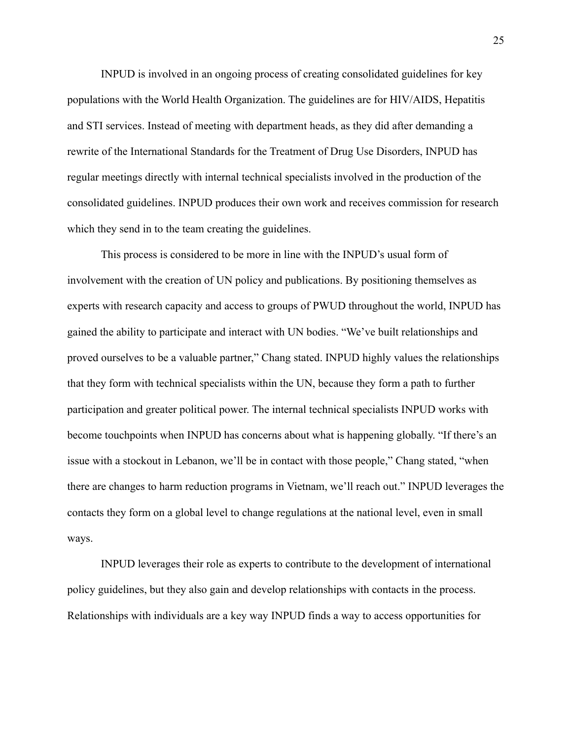INPUD is involved in an ongoing process of creating consolidated guidelines for key populations with the World Health Organization. The guidelines are for HIV/AIDS, Hepatitis and STI services. Instead of meeting with department heads, as they did after demanding a rewrite of the International Standards for the Treatment of Drug Use Disorders, INPUD has regular meetings directly with internal technical specialists involved in the production of the consolidated guidelines. INPUD produces their own work and receives commission for research which they send in to the team creating the guidelines.

This process is considered to be more in line with the INPUD's usual form of involvement with the creation of UN policy and publications. By positioning themselves as experts with research capacity and access to groups of PWUD throughout the world, INPUD has gained the ability to participate and interact with UN bodies. "We've built relationships and proved ourselves to be a valuable partner," Chang stated. INPUD highly values the relationships that they form with technical specialists within the UN, because they form a path to further participation and greater political power. The internal technical specialists INPUD works with become touchpoints when INPUD has concerns about what is happening globally. "If there's an issue with a stockout in Lebanon, we'll be in contact with those people," Chang stated, "when there are changes to harm reduction programs in Vietnam, we'll reach out." INPUD leverages the contacts they form on a global level to change regulations at the national level, even in small ways.

INPUD leverages their role as experts to contribute to the development of international policy guidelines, but they also gain and develop relationships with contacts in the process. Relationships with individuals are a key way INPUD finds a way to access opportunities for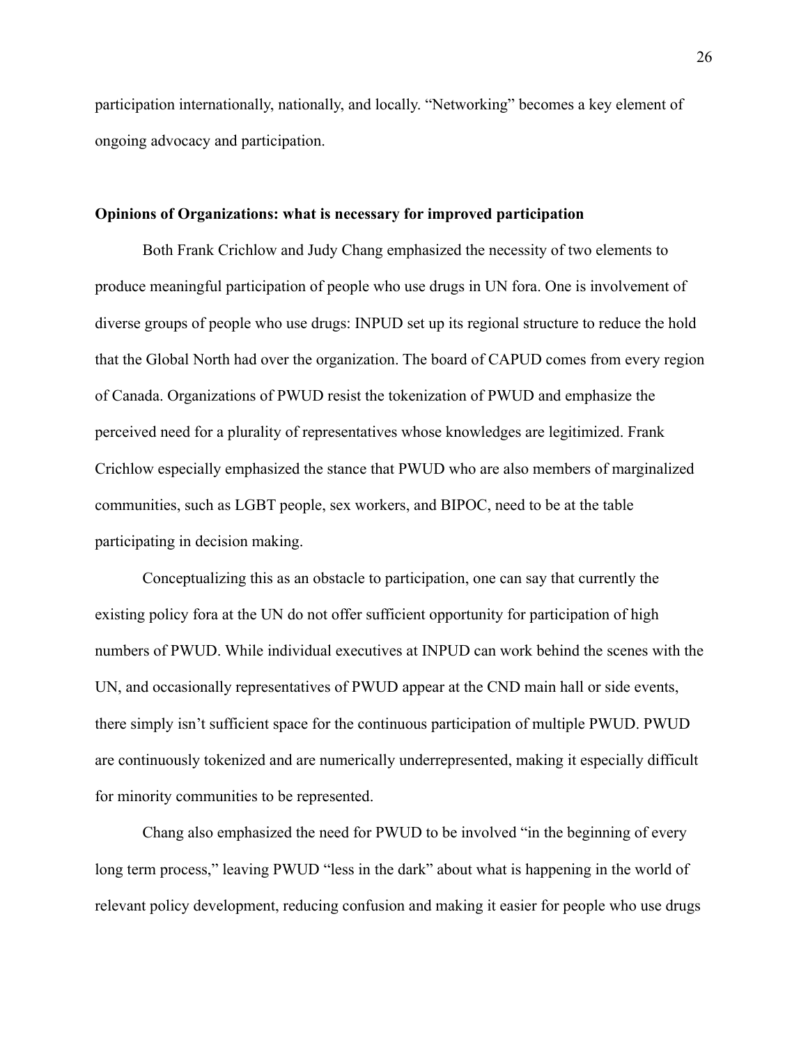participation internationally, nationally, and locally. "Networking" becomes a key element of ongoing advocacy and participation.

### Opinions of Organizations: what is necessary for improved participation

Both Frank Crichlow and Judy Chang emphasized the necessity of two elements to produce meaningful participation of people who use drugs in UN fora. One is involvement of diverse groups of people who use drugs: INPUD set up its regional structure to reduce the hold that the Global North had over the organization. The board of CAPUD comes from every region of Canada. Organizations of PWUD resist the tokenization of PWUD and emphasize the perceived need for a plurality of representatives whose knowledges are legitimized. Frank Crichlow especially emphasized the stance that PWUD who are also members of marginalized communities, such as LGBT people, sex workers, and BIPOC, need to be at the table participating in decision making.

Conceptualizing this as an obstacle to participation, one can say that currently the existing policy fora at the UN do not offer sufficient opportunity for participation of high numbers of PWUD. While individual executives at INPUD can work behind the scenes with the UN, and occasionally representatives of PWUD appear at the CND main hall or side events, there simply isn't sufficient space for the continuous participation of multiple PWUD. PWUD are continuously tokenized and are numerically underrepresented, making it especially difficult for minority communities to be represented.

Chang also emphasized the need for PWUD to be involved "in the beginning of every long term process," leaving PWUD "less in the dark" about what is happening in the world of relevant policy development, reducing confusion and making it easier for people who use drugs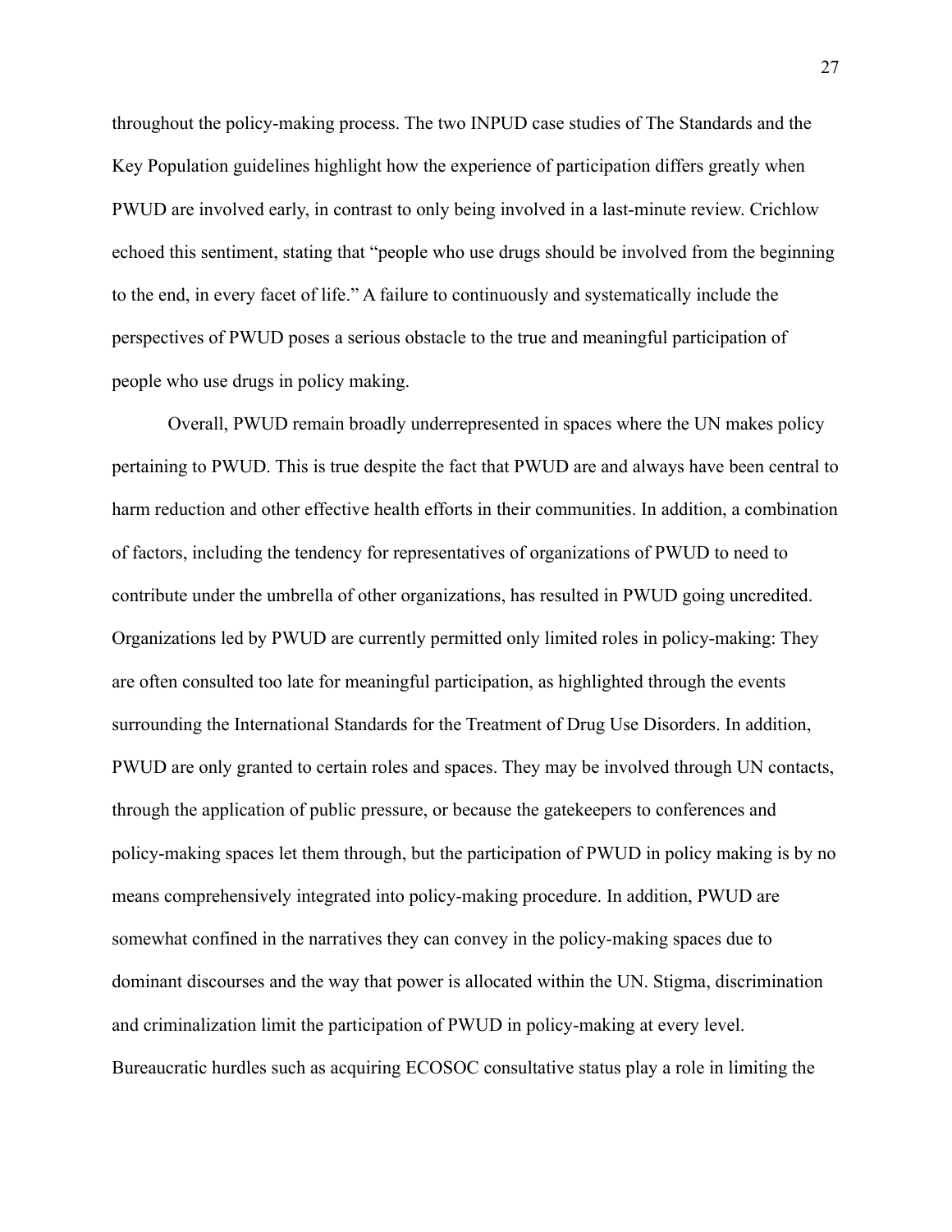throughout the policy-making process. The two INPUD case studies of The Standards and the Key Population guidelines highlight how the experience of participation differs greatly when PWUD are involved early, in contrast to only being involved in a last-minute review. Crichlow echoed this sentiment, stating that "people who use drugs should be involved from the beginning to the end, in every facet of life." A failure to continuously and systematically include the perspectives of PWUD poses a serious obstacle to the true and meaningful participation of people who use drugs in policy making.

Overall, PWUD remain broadly underrepresented in spaces where the UN makes policy pertaining to PWUD. This is true despite the fact that PWUD are and always have been central to harm reduction and other effective health efforts in their communities. In addition, a combination of factors, including the tendency for representatives of organizations of PWUD to need to contribute under the umbrella of other organizations, has resulted in PWUD going uncredited. Organizations led by PWUD are currently permitted only limited roles in policy-making: They are often consulted too late for meaningful participation, as highlighted through the events surrounding the International Standards for the Treatment of Drug Use Disorders. In addition, PWUD are only granted to certain roles and spaces. They may be involved through UN contacts, through the application of public pressure, or because the gatekeepers to conferences and policy-making spaces let them through, but the participation of PWUD in policy making is by no means comprehensively integrated into policy-making procedure. In addition, PWUD are somewhat confined in the narratives they can convey in the policy-making spaces due to dominant discourses and the way that power is allocated within the UN. Stigma, discrimination and criminalization limit the participation of PWUD in policy-making at every level. Bureaucratic hurdles such as acquiring ECOSOC consultative status play a role in limiting the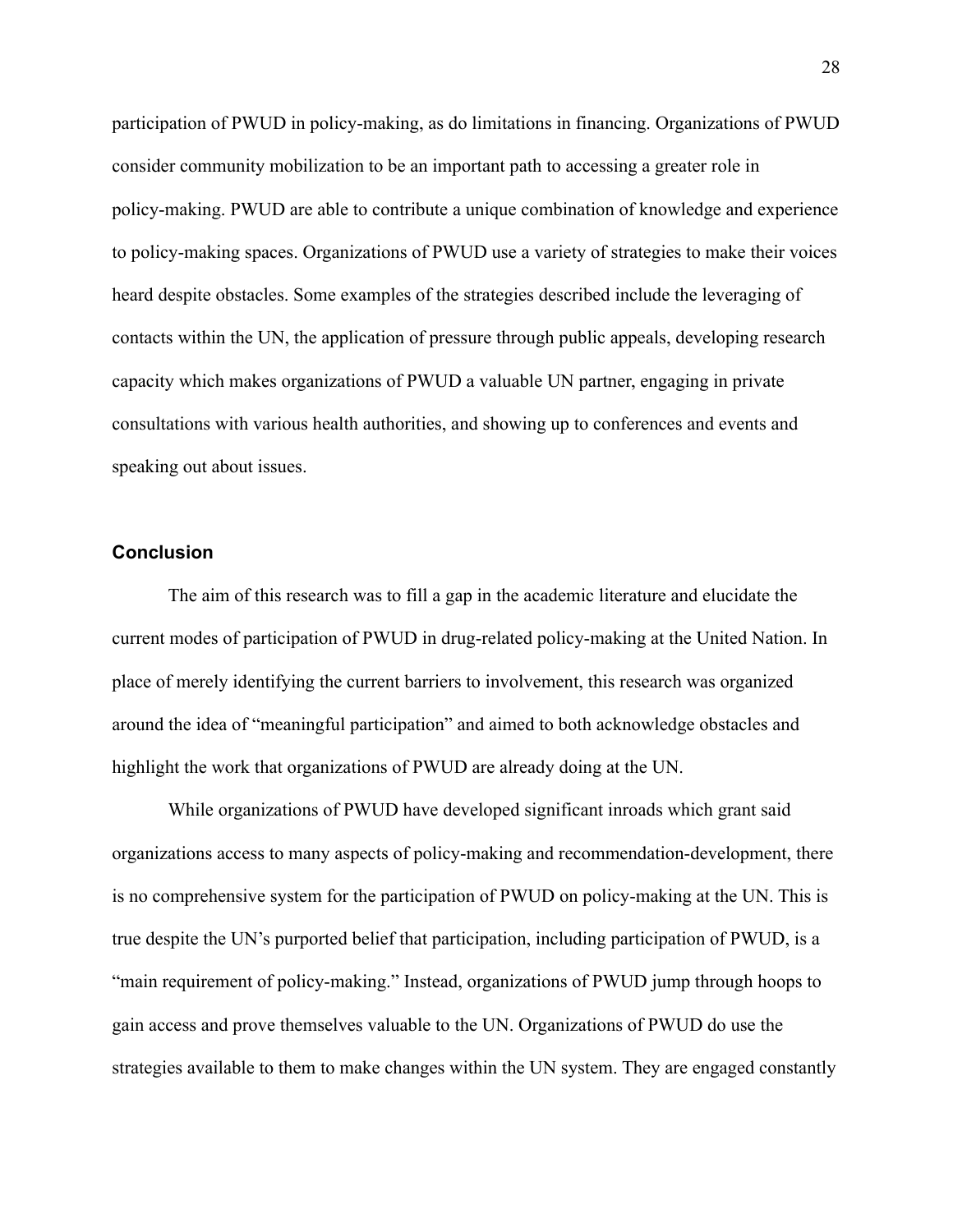participation of PWUD in policy-making, as do limitations in financing. Organizations of PWUD consider community mobilization to be an important path to accessing a greater role in policy-making. PWUD are able to contribute a unique combination of knowledge and experience to policy-making spaces. Organizations of PWUD use a variety of strategies to make their voices heard despite obstacles. Some examples of the strategies described include the leveraging of contacts within the UN, the application of pressure through public appeals, developing research capacity which makes organizations of PWUD a valuable UN partner, engaging in private consultations with various health authorities, and showing up to conferences and events and speaking out about issues.

## Conclusion

The aim of this research was to fill a gap in the academic literature and elucidate the current modes of participation of PWUD in drug-related policy-making at the United Nation. In place of merely identifying the current barriers to involvement, this research was organized around the idea of "meaningful participation" and aimed to both acknowledge obstacles and highlight the work that organizations of PWUD are already doing at the UN.

While organizations of PWUD have developed significant inroads which grant said organizations access to many aspects of policy-making and recommendation-development, there is no comprehensive system for the participation of PWUD on policy-making at the UN. This is true despite the UN's purported belief that participation, including participation of PWUD, is a "main requirement of policy-making." Instead, organizations of PWUD jump through hoops to gain access and prove themselves valuable to the UN. Organizations of PWUD do use the strategies available to them to make changes within the UN system. They are engaged constantly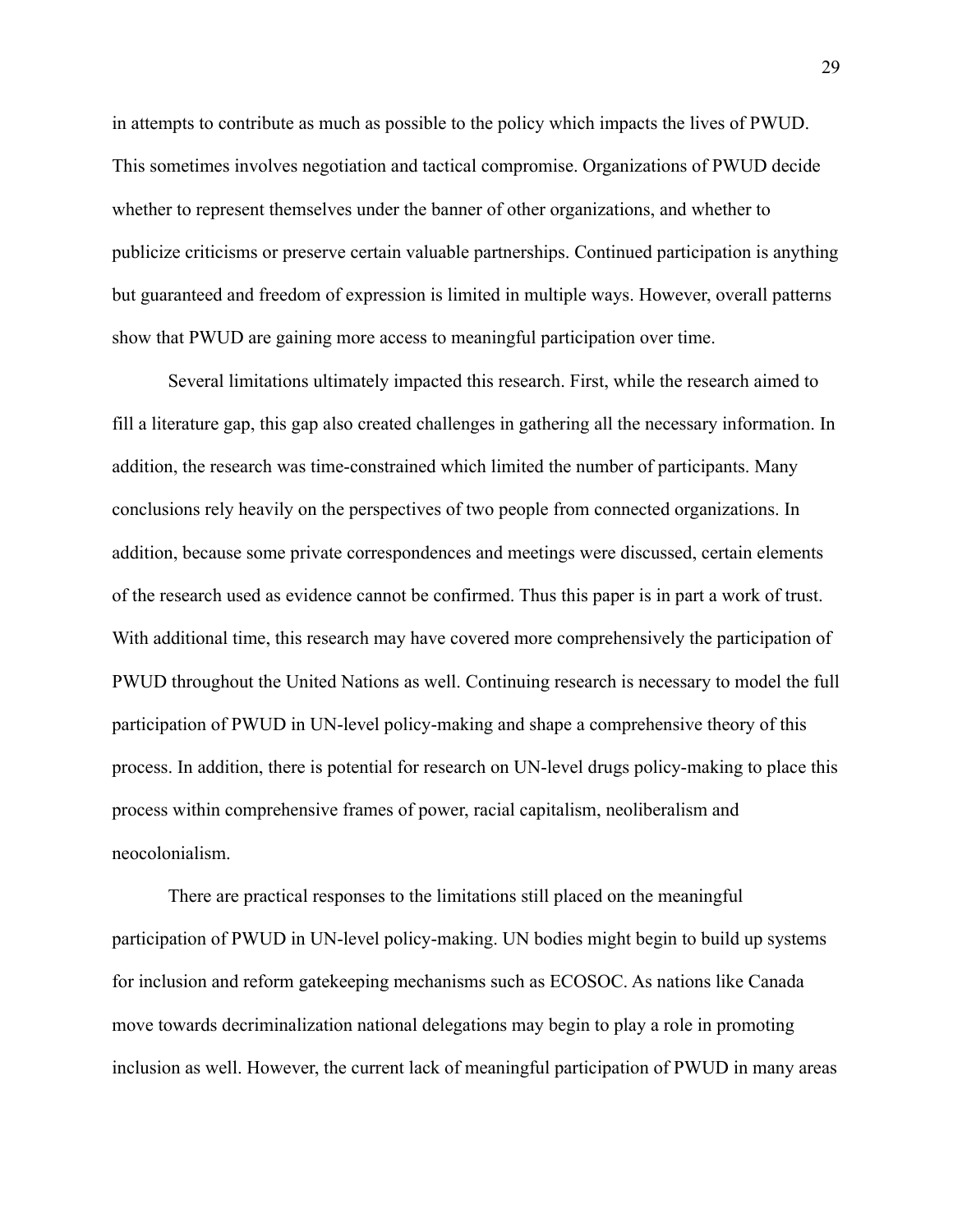in attempts to contribute as much as possible to the policy which impacts the lives of PWUD. This sometimes involves negotiation and tactical compromise. Organizations of PWUD decide whether to represent themselves under the banner of other organizations, and whether to publicize criticisms or preserve certain valuable partnerships. Continued participation is anything but guaranteed and freedom of expression is limited in multiple ways. However, overall patterns show that PWUD are gaining more access to meaningful participation over time.

Several limitations ultimately impacted this research. First, while the research aimed to fill a literature gap, this gap also created challenges in gathering all the necessary information. In addition, the research was time-constrained which limited the number of participants. Many conclusions rely heavily on the perspectives of two people from connected organizations. In addition, because some private correspondences and meetings were discussed, certain elements of the research used as evidence cannot be confirmed. Thus this paper is in part a work of trust. With additional time, this research may have covered more comprehensively the participation of PWUD throughout the United Nations as well. Continuing research is necessary to model the full participation of PWUD in UN-level policy-making and shape a comprehensive theory of this process. In addition, there is potential for research on UN-level drugs policy-making to place this process within comprehensive frames of power, racial capitalism, neoliberalism and neocolonialism.

There are practical responses to the limitations still placed on the meaningful participation of PWUD in UN-level policy-making. UN bodies might begin to build up systems for inclusion and reform gatekeeping mechanisms such as ECOSOC. As nations like Canada move towards decriminalization national delegations may begin to play a role in promoting inclusion as well. However, the current lack of meaningful participation of PWUD in many areas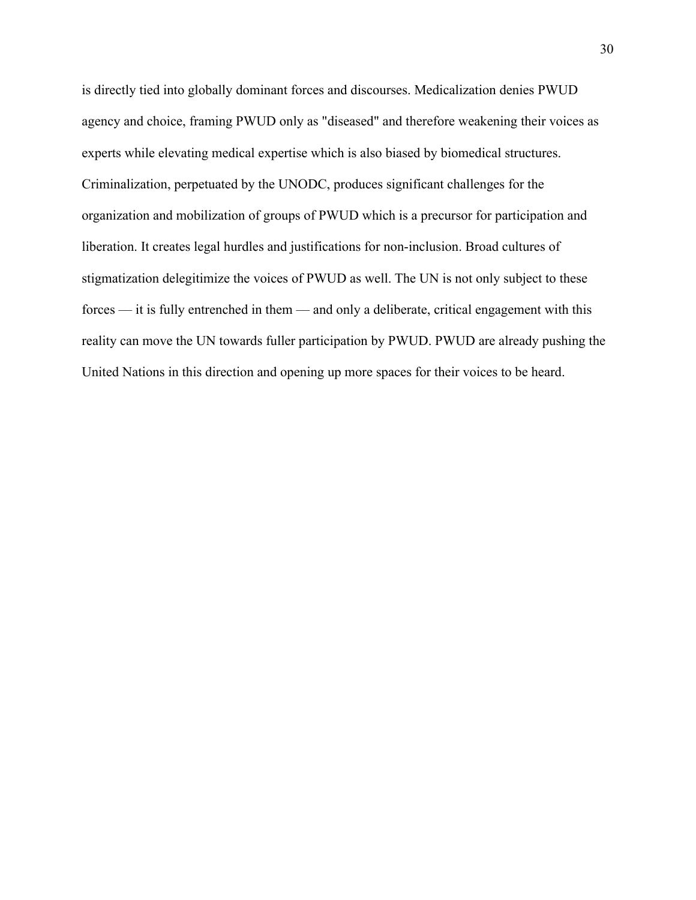is directly tied into globally dominant forces and discourses. Medicalization denies PWUD agency and choice, framing PWUD only as "diseased" and therefore weakening their voices as experts while elevating medical expertise which is also biased by biomedical structures. Criminalization, perpetuated by the UNODC, produces significant challenges for the organization and mobilization of groups of PWUD which is a precursor for participation and liberation. It creates legal hurdles and justifications for non-inclusion. Broad cultures of stigmatization delegitimize the voices of PWUD as well. The UN is not only subject to these forces — it is fully entrenched in them — and only a deliberate, critical engagement with this reality can move the UN towards fuller participation by PWUD. PWUD are already pushing the United Nations in this direction and opening up more spaces for their voices to be heard.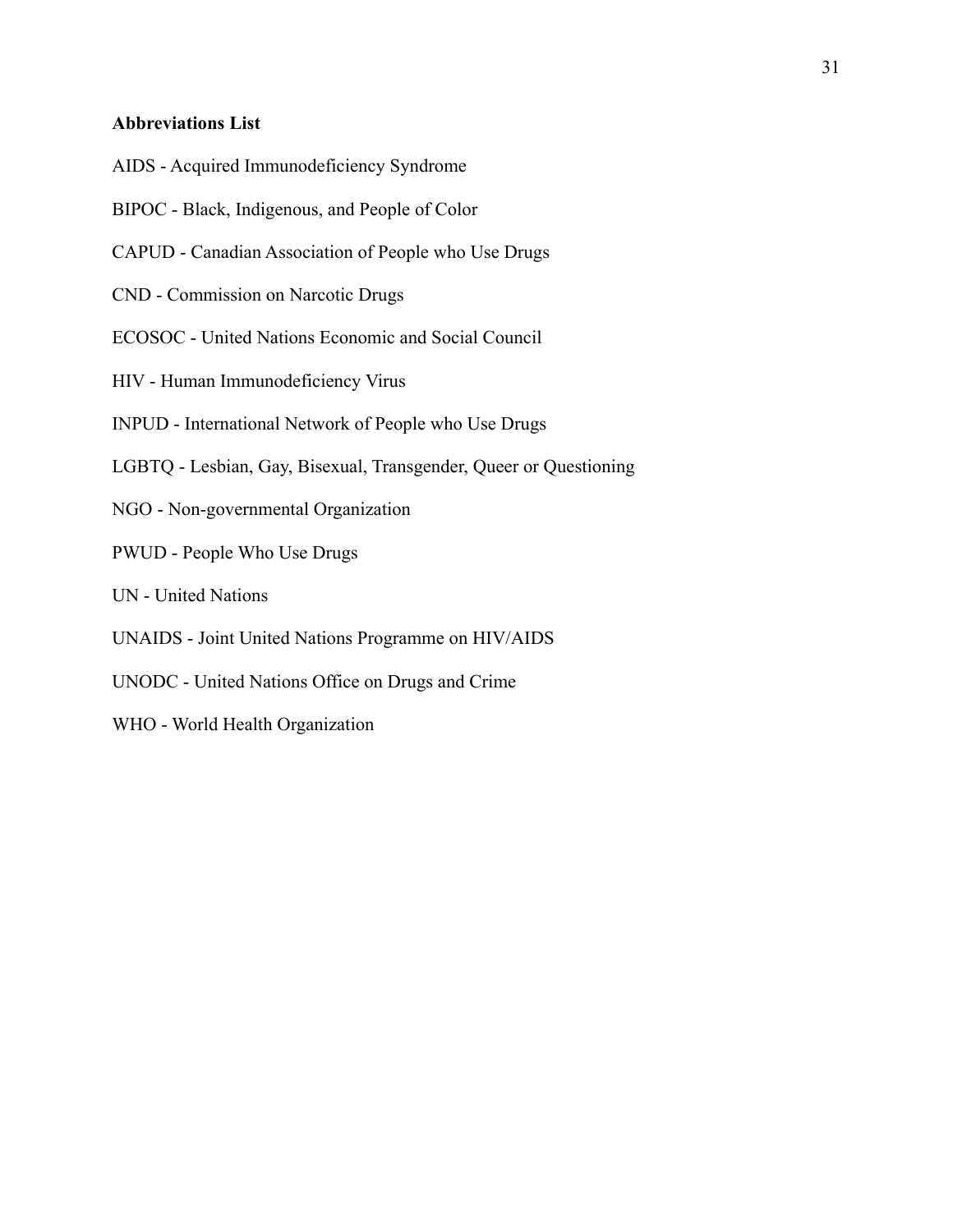**Abbreviations List**

AIDS - Acquired Immunodeficiency Syndrome

BIPOC - Black, Indigenous, and People of Color

CAPUD - Canadian Association of People who Use Drugs

CND - Commission on Narcotic Drugs

ECOSOC - United Nations Economic and Social Council

HIV - Human Immunodeficiency Virus

INPUD - International Network of People who Use Drugs

LGBTQ - Lesbian, Gay, Bisexual, Transgender, Queer or Questioning

NGO - Non-governmental Organization

PWUD - People Who Use Drugs

UN - United Nations

UNAIDS - Joint United Nations Programme on HIV/AIDS

UNODC - United Nations Office on Drugs and Crime

WHO - World Health Organization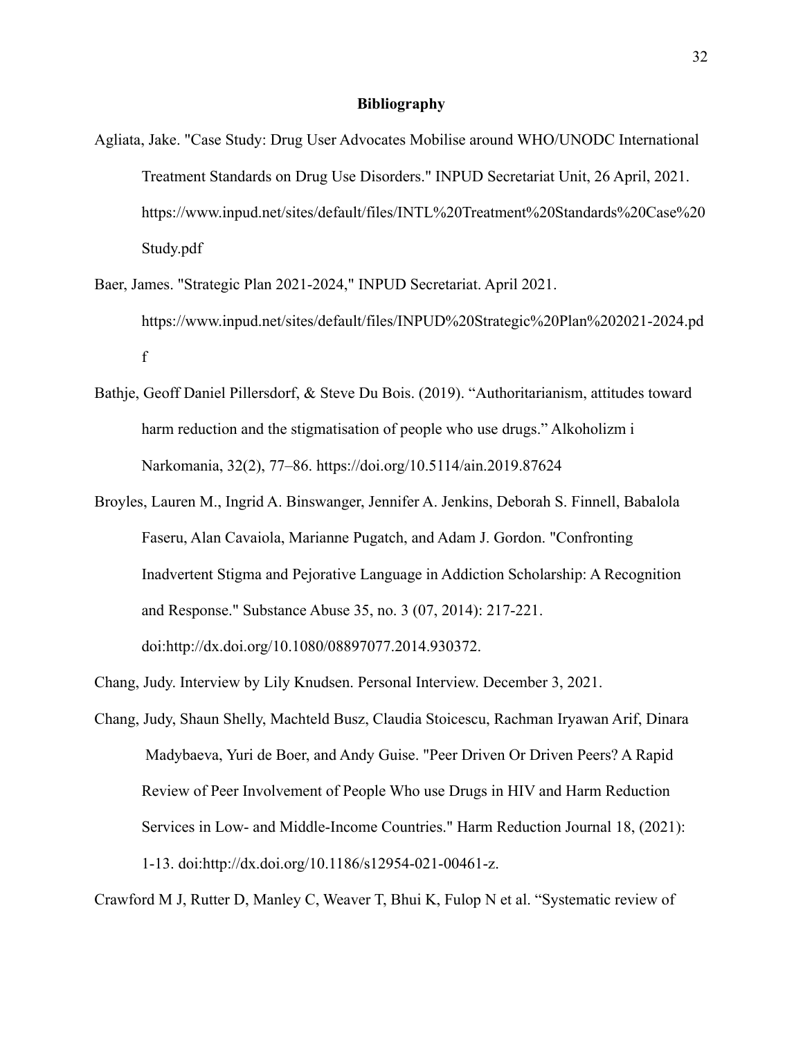# Bibliography

Agliata, Jake. "Case Study: Drug User Advocates Mobilise around WHO/UNODC International Treatment Standards on Drug Use Disorders." INPUD Secretariat Unit, 26 April, 2021. https://www.inpud.net/sites/default/files/INTL%20Treatment%20Standards%20Case%20Study.pdf

Baer, James. "Strategic Plan 2021-2024," INPUD Secretariat. April 2021. https://www.inpud.net/sites/default/files/INPUD%20Strategic%20Plan%202021-2024.pdf

Bathje, Geoff Daniel Pillersdorf, & Steve Du Bois. (2019). "Authoritarianism, attitudes toward harm reduction and the stigmatisation of people who use drugs." Alkoholizm i Narkomania, 32(2), 77–86. https://doi.org/10.5114/ain.2019.87624

Broyles, Lauren M., Ingrid A. Binswanger, Jennifer A. Jenkins, Deborah S. Finnell, Babalola Faseru, Alan Cavaiola, Marianne Pugatch, and Adam J. Gordon. "Confronting Inadvertent Stigma and Pejorative Language in Addiction Scholarship: A Recognition and Response." Substance Abuse 35, no. 3 (07, 2014): 217-221. doi:http://dx.doi.org/10.1080/08897077.2014.930372.

Chang, Judy. Interview by Lily Knudsen. Personal Interview. December 3, 2021.

Chang, Judy, Shaun Shelly, Machteld Busz, Claudia Stoicescu, Rachman Iryawan Arif, Dinara Madybaeva, Yuri de Boer, and Andy Guise. "Peer Driven Or Driven Peers? A Rapid Review of Peer Involvement of People Who use Drugs in HIV and Harm Reduction Services in Low- and Middle-Income Countries." Harm Reduction Journal 18, (2021): 1-13. doi:http://dx.doi.org/10.1186/s12954-021-00461-z.

Crawford M J, Rutter D, Manley C, Weaver T, Bhui K, Fulop N et al. "Systematic review of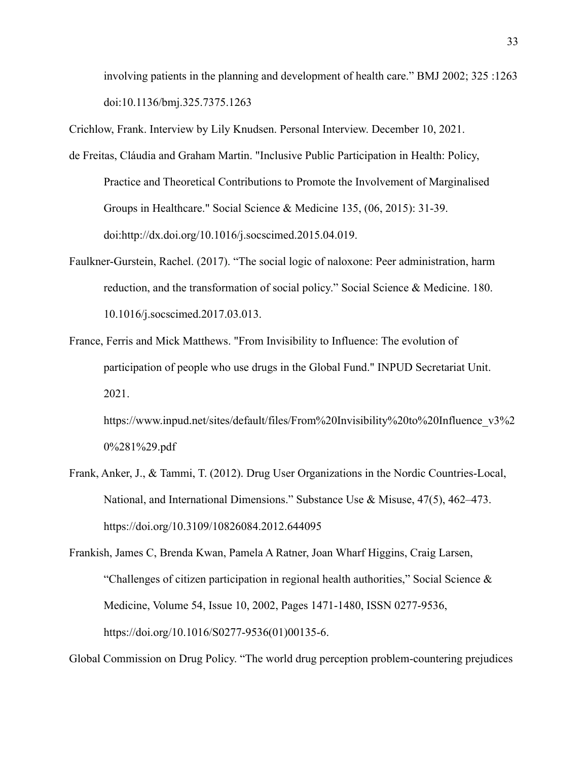involving patients in the planning and development of health care." BMJ 2002; 325 :1263 doi:10.1136/bmj.325.7375.1263

Crichlow, Frank. Interview by Lily Knudsen. Personal Interview. December 10, 2021.

de Freitas, Cláudia and Graham Martin. "Inclusive Public Participation in Health: Policy, Practice and Theoretical Contributions to Promote the Involvement of Marginalised Groups in Healthcare." Social Science & Medicine 135, (06, 2015): 31-39. doi:http://dx.doi.org/10.1016/j.socscimed.2015.04.019.

Faulkner-Gurstein, Rachel. (2017). "The social logic of naloxone: Peer administration, harm reduction, and the transformation of social policy." Social Science & Medicine. 180. 10.1016/j.socscimed.2017.03.013.

France, Ferris and Mick Matthews. "From Invisibility to Influence: The evolution of participation of people who use drugs in the Global Fund." INPUD Secretariat Unit. 2021.

https://www.inpud.net/sites/default/files/From%20Invisibility%20to%20Influence_v3%20%281%29.pdf

Frank, Anker, J., & Tammi, T. (2012). Drug User Organizations in the Nordic Countries-Local, National, and International Dimensions." Substance Use & Misuse, 47(5), 462–473. https://doi.org/10.3109/10826084.2012.644095

Frankish, James C, Brenda Kwan, Pamela A Ratner, Joan Wharf Higgins, Craig Larsen, "Challenges of citizen participation in regional health authorities," Social Science & Medicine, Volume 54, Issue 10, 2002, Pages 1471-1480, ISSN 0277-9536, https://doi.org/10.1016/S0277-9536(01)00135-6.

Global Commission on Drug Policy. "The world drug perception problem-countering prejudices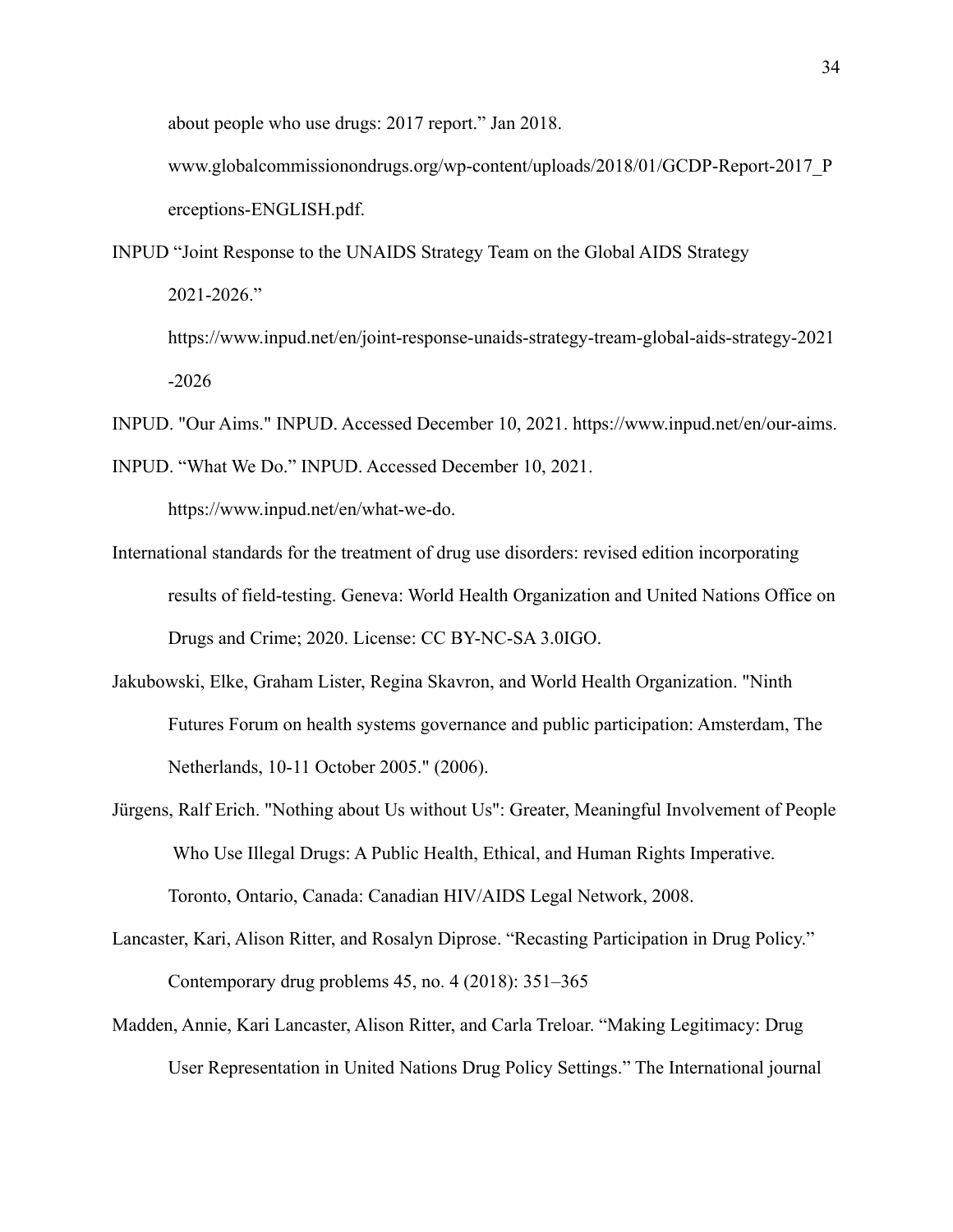about people who use drugs: 2017 report." Jan 2018. www.globalcommissionondrugs.org/wp-content/uploads/2018/01/GCDP-Report-2017_Perceptions-ENGLISH.pdf.

INPUD "Joint Response to the UNAIDS Strategy Team on the Global AIDS Strategy 2021-2026." https://www.inpud.net/en/joint-response-unaids-strategy-tream-global-aids-strategy-2021-2026

INPUD. "Our Aims." INPUD. Accessed December 10, 2021. https://www.inpud.net/en/our-aims.

INPUD. "What We Do." INPUD. Accessed December 10, 2021. https://www.inpud.net/en/what-we-do.

International standards for the treatment of drug use disorders: revised edition incorporating results of field-testing. Geneva: World Health Organization and United Nations Office on Drugs and Crime; 2020. License: CC BY-NC-SA 3.0IGO.

Jakubowski, Elke, Graham Lister, Regina Skavron, and World Health Organization. "Ninth Futures Forum on health systems governance and public participation: Amsterdam, The Netherlands, 10-11 October 2005." (2006).

Jürgens, Ralf Erich. "Nothing about Us without Us": Greater, Meaningful Involvement of People Who Use Illegal Drugs: A Public Health, Ethical, and Human Rights Imperative. Toronto, Ontario, Canada: Canadian HIV/AIDS Legal Network, 2008.

Lancaster, Kari, Alison Ritter, and Rosalyn Diprose. "Recasting Participation in Drug Policy." Contemporary drug problems 45, no. 4 (2018): 351–365

Madden, Annie, Kari Lancaster, Alison Ritter, and Carla Treloar. "Making Legitimacy: Drug User Representation in United Nations Drug Policy Settings." The International journal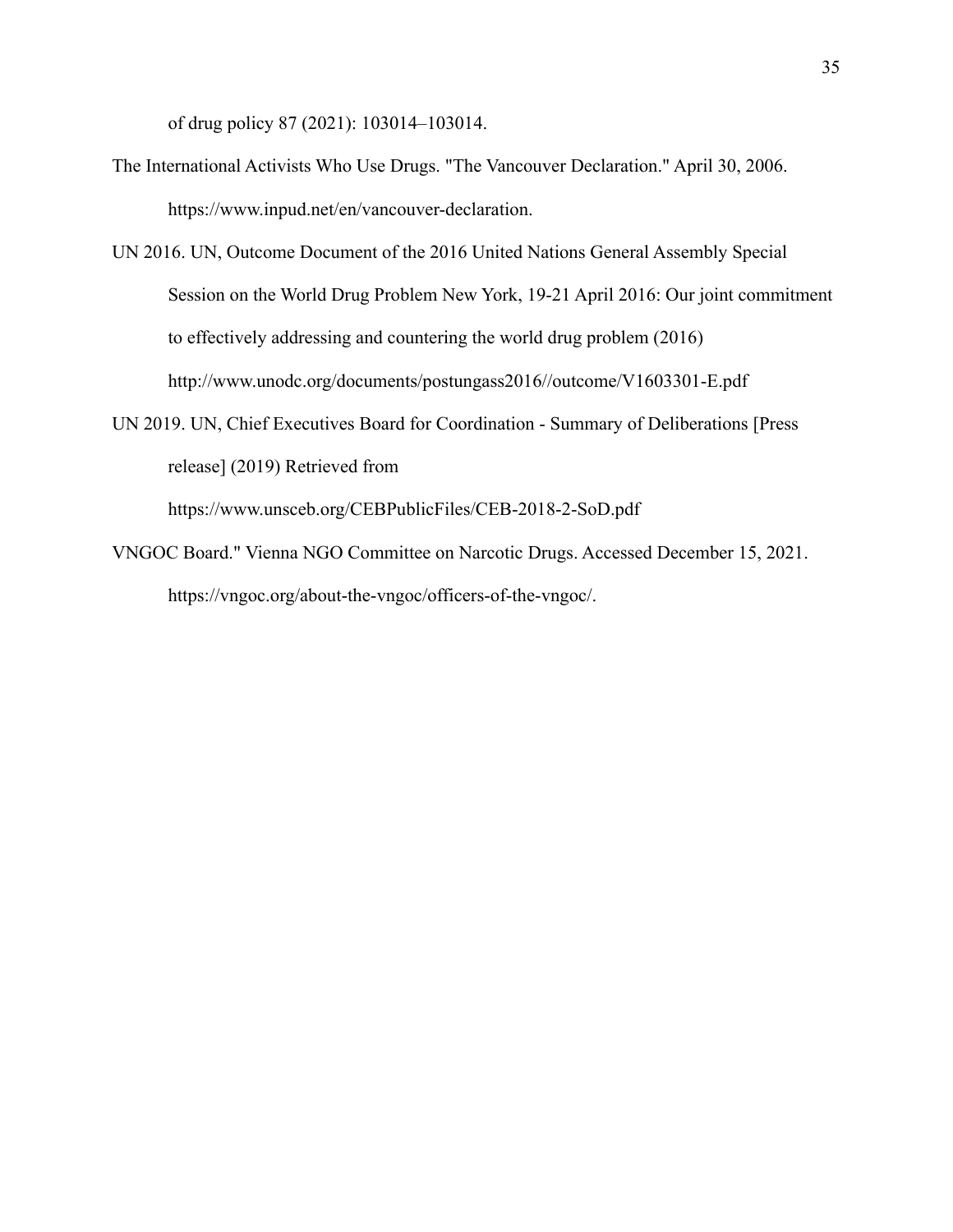of drug policy 87 (2021): 103014–103014.

The International Activists Who Use Drugs. "The Vancouver Declaration." April 30, 2006. https://www.inpud.net/en/vancouver-declaration.

UN 2016. UN, Outcome Document of the 2016 United Nations General Assembly Special Session on the World Drug Problem New York, 19-21 April 2016: Our joint commitment to effectively addressing and countering the world drug problem (2016) http://www.unodc.org/documents/postungass2016//outcome/V1603301-E.pdf

UN 2019. UN, Chief Executives Board for Coordination - Summary of Deliberations [Press release] (2019) Retrieved from https://www.unsceb.org/CEBPublicFiles/CEB-2018-2-SoD.pdf

VNGOC Board." Vienna NGO Committee on Narcotic Drugs. Accessed December 15, 2021. https://vngoc.org/about-the-vngoc/officers-of-the-vngoc/.